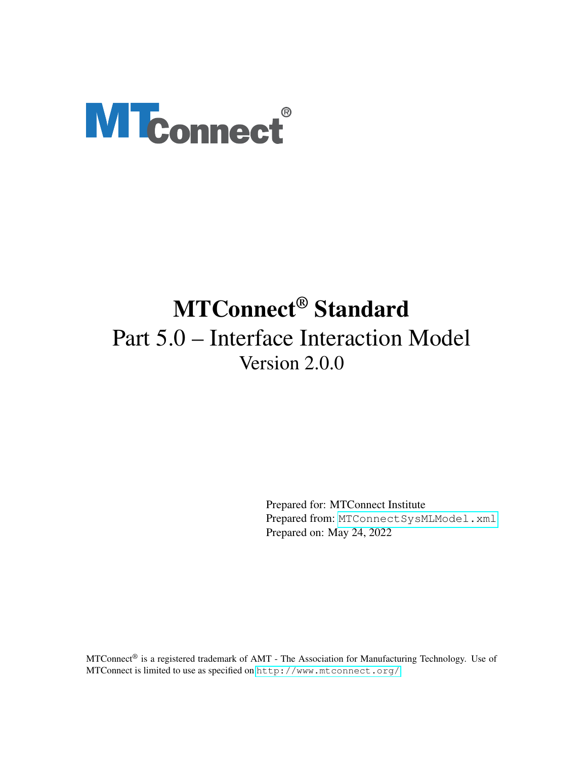# MTConnect® Standard

## Part 5.0 – Interface Interaction Model

### Version 2.0.0

Prepared for: MTConnect Institute
Prepared from: MTConnectSysMLModel.xml
Prepared on: May 24, 2022

MTConnect® is a registered trademark of AMT - The Association for Manufacturing Technology. Use of MTConnect is limited to use as specified on http://www.mtconnect.org/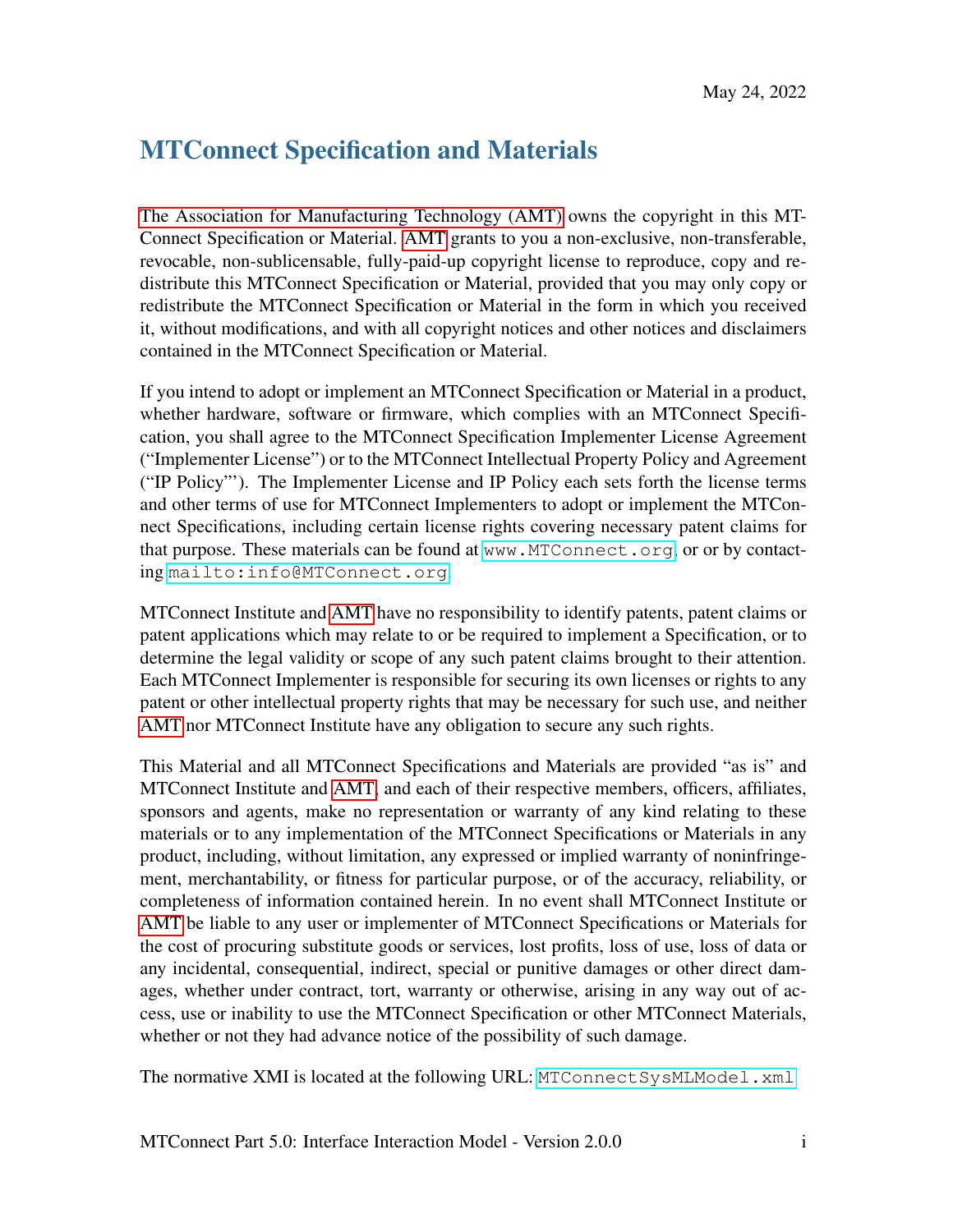May 24, 2022

# MTConnect Specification and Materials

The Association for Manufacturing Technology (AMT) owns the copyright in this MTConnect Specification or Material. AMT grants to you a non-exclusive, non-transferable, revocable, non-sublicensable, fully-paid-up copyright license to reproduce, copy and redistribute this MTConnect Specification or Material, provided that you may only copy or redistribute the MTConnect Specification or Material in the form in which you received it, without modifications, and with all copyright notices and other notices and disclaimers contained in the MTConnect Specification or Material.

If you intend to adopt or implement an MTConnect Specification or Material in a product, whether hardware, software or firmware, which complies with an MTConnect Specification, you shall agree to the MTConnect Specification Implementer License Agreement ("Implementer License") or to the MTConnect Intellectual Property Policy and Agreement ("IP Policy"'). The Implementer License and IP Policy each sets forth the license terms and other terms of use for MTConnect Implementers to adopt or implement the MTConnect Specifications, including certain license rights covering necessary patent claims for that purpose. These materials can be found at `www.MTConnect.org`, or or by contacting `mailto:info@MTConnect.org`.

MTConnect Institute and AMT have no responsibility to identify patents, patent claims or patent applications which may relate to or be required to implement a Specification, or to determine the legal validity or scope of any such patent claims brought to their attention. Each MTConnect Implementer is responsible for securing its own licenses or rights to any patent or other intellectual property rights that may be necessary for such use, and neither AMT nor MTConnect Institute have any obligation to secure any such rights.

This Material and all MTConnect Specifications and Materials are provided "as is" and MTConnect Institute and AMT, and each of their respective members, officers, affiliates, sponsors and agents, make no representation or warranty of any kind relating to these materials or to any implementation of the MTConnect Specifications or Materials in any product, including, without limitation, any expressed or implied warranty of noninfringement, merchantability, or fitness for particular purpose, or of the accuracy, reliability, or completeness of information contained herein. In no event shall MTConnect Institute or AMT be liable to any user or implementer of MTConnect Specifications or Materials for the cost of procuring substitute goods or services, lost profits, loss of use, loss of data or any incidental, consequential, indirect, special or punitive damages or other direct damages, whether under contract, tort, warranty or otherwise, arising in any way out of access, use or inability to use the MTConnect Specification or other MTConnect Materials, whether or not they had advance notice of the possibility of such damage.

The normative XMI is located at the following URL: `MTConnectSysMLModel.xml`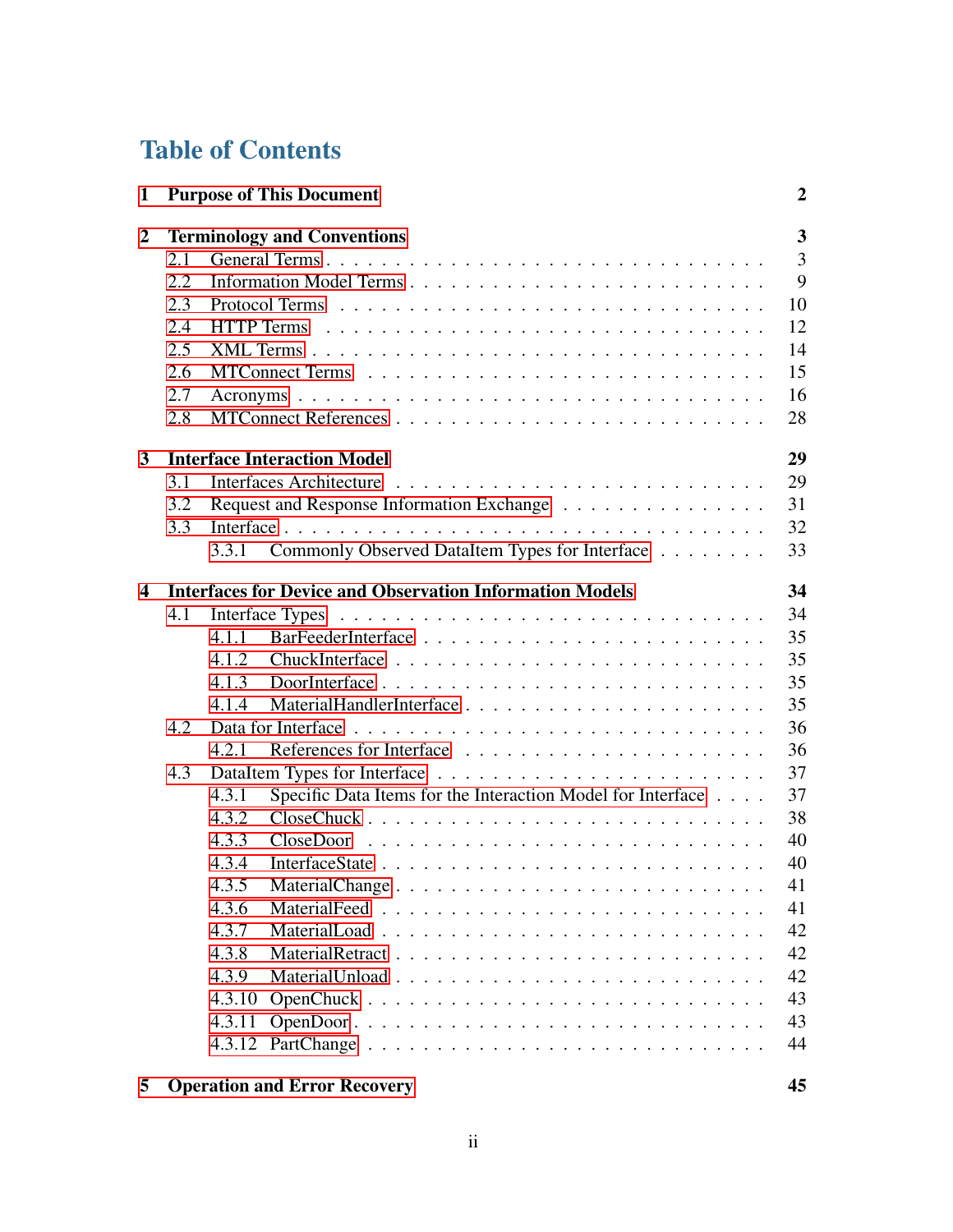# Table of Contents

| | | |
|---|---|---|
| **1** | **Purpose of This Document** | **2** |
| **2** | **Terminology and Conventions** | **3** |
| 2.1 | General Terms | 3 |
| 2.2 | Information Model Terms | 9 |
| 2.3 | Protocol Terms | 10 |
| 2.4 | HTTP Terms | 12 |
| 2.5 | XML Terms | 14 |
| 2.6 | MTConnect Terms | 15 |
| 2.7 | Acronyms | 16 |
| 2.8 | MTConnect References | 28 |
| **3** | **Interface Interaction Model** | **29** |
| 3.1 | Interfaces Architecture | 29 |
| 3.2 | Request and Response Information Exchange | 31 |
| 3.3 | Interface | 32 |
| 3.3.1 | Commonly Observed DataItem Types for Interface | 33 |
| **4** | **Interfaces for Device and Observation Information Models** | **34** |
| 4.1 | Interface Types | 34 |
| 4.1.1 | BarFeederInterface | 35 |
| 4.1.2 | ChuckInterface | 35 |
| 4.1.3 | DoorInterface | 35 |
| 4.1.4 | MaterialHandlerInterface | 35 |
| 4.2 | Data for Interface | 36 |
| 4.2.1 | References for Interface | 36 |
| 4.3 | DataItem Types for Interface | 37 |
| 4.3.1 | Specific Data Items for the Interaction Model for Interface | 37 |
| 4.3.2 | CloseChuck | 38 |
| 4.3.3 | CloseDoor | 40 |
| 4.3.4 | InterfaceState | 40 |
| 4.3.5 | MaterialChange | 41 |
| 4.3.6 | MaterialFeed | 41 |
| 4.3.7 | MaterialLoad | 42 |
| 4.3.8 | MaterialRetract | 42 |
| 4.3.9 | MaterialUnload | 42 |
| 4.3.10 | OpenChuck | 43 |
| 4.3.11 | OpenDoor | 43 |
| 4.3.12 | PartChange | 44 |
| **5** | **Operation and Error Recovery** | **45** |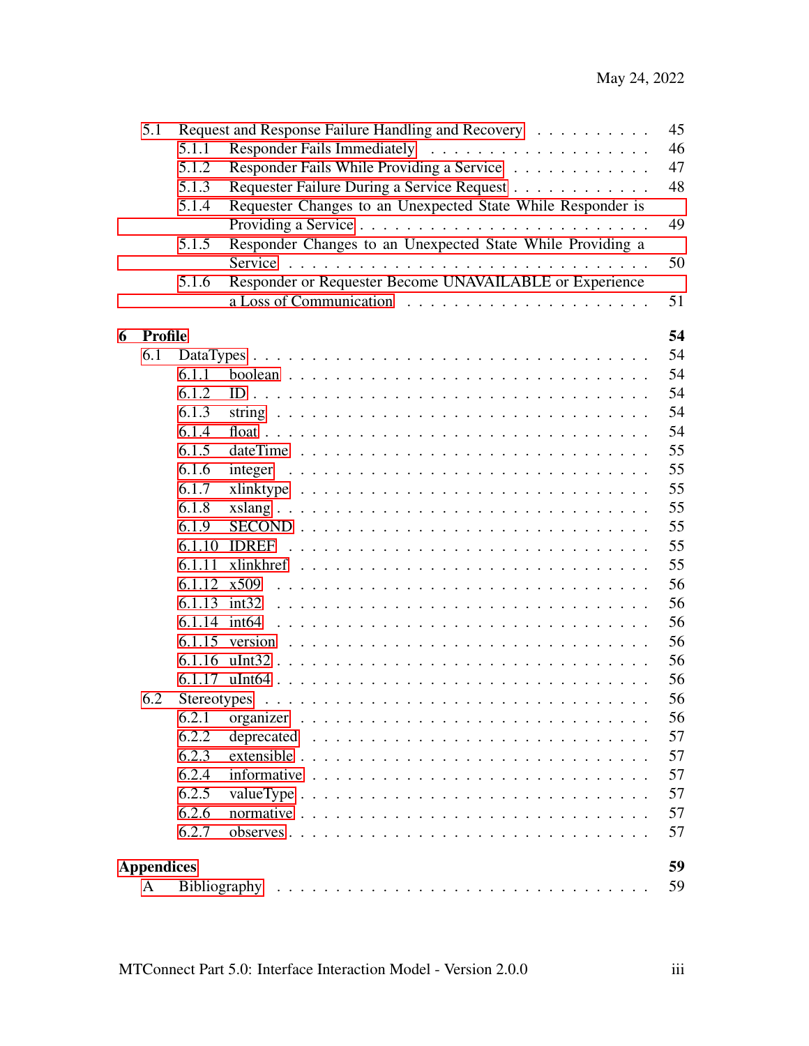- 5.1 Request and Response Failure Handling and Recovery . . . . . . . . . . 45
  - 5.1.1 Responder Fails Immediately . . . . . . . . . . . . . . . . . . . 46
  - 5.1.2 Responder Fails While Providing a Service . . . . . . . . . . . . 47
  - 5.1.3 Requester Failure During a Service Request . . . . . . . . . . . . 48
  - 5.1.4 Requester Changes to an Unexpected State While Responder is Providing a Service . . . . . . . . . . . . . . . . . . . . . . . . 49
  - 5.1.5 Responder Changes to an Unexpected State While Providing a Service . . . . . . . . . . . . . . . . . . . . . . . . . . . . 50
  - 5.1.6 Responder or Requester Become UNAVAILABLE or Experience a Loss of Communication . . . . . . . . . . . . . . . . . . . . 51

**6 Profile** **54**

- 6.1 DataTypes . . . . . . . . . . . . . . . . . . . . . . . . . . . . . 54
  - 6.1.1 boolean . . . . . . . . . . . . . . . . . . . . . . . . . . . 54
  - 6.1.2 ID . . . . . . . . . . . . . . . . . . . . . . . . . . . . . 54
  - 6.1.3 string . . . . . . . . . . . . . . . . . . . . . . . . . . . 54
  - 6.1.4 float . . . . . . . . . . . . . . . . . . . . . . . . . . . 54
  - 6.1.5 dateTime . . . . . . . . . . . . . . . . . . . . . . . . . . 55
  - 6.1.6 integer . . . . . . . . . . . . . . . . . . . . . . . . . . 55
  - 6.1.7 xlinktype . . . . . . . . . . . . . . . . . . . . . . . . . 55
  - 6.1.8 xslang . . . . . . . . . . . . . . . . . . . . . . . . . . . 55
  - 6.1.9 SECOND . . . . . . . . . . . . . . . . . . . . . . . . . . . 55
  - 6.1.10 IDREF . . . . . . . . . . . . . . . . . . . . . . . . . . . 55
  - 6.1.11 xlinkhref . . . . . . . . . . . . . . . . . . . . . . . . . 55
  - 6.1.12 x509 . . . . . . . . . . . . . . . . . . . . . . . . . . . 56
  - 6.1.13 int32 . . . . . . . . . . . . . . . . . . . . . . . . . . . 56
  - 6.1.14 int64 . . . . . . . . . . . . . . . . . . . . . . . . . . . 56
  - 6.1.15 version . . . . . . . . . . . . . . . . . . . . . . . . . . 56
  - 6.1.16 uInt32 . . . . . . . . . . . . . . . . . . . . . . . . . . 56
  - 6.1.17 uInt64 . . . . . . . . . . . . . . . . . . . . . . . . . . 56
- 6.2 Stereotypes . . . . . . . . . . . . . . . . . . . . . . . . . . . 56
  - 6.2.1 organizer . . . . . . . . . . . . . . . . . . . . . . . . . 56
  - 6.2.2 deprecated . . . . . . . . . . . . . . . . . . . . . . . . 57
  - 6.2.3 extensible . . . . . . . . . . . . . . . . . . . . . . . . 57
  - 6.2.4 informative . . . . . . . . . . . . . . . . . . . . . . . . 57
  - 6.2.5 valueType . . . . . . . . . . . . . . . . . . . . . . . . . 57
  - 6.2.6 normative . . . . . . . . . . . . . . . . . . . . . . . . . 57
  - 6.2.7 observes . . . . . . . . . . . . . . . . . . . . . . . . . . 57

**Appendices** **59**

- A Bibliography . . . . . . . . . . . . . . . . . . . . . . . . . . . 59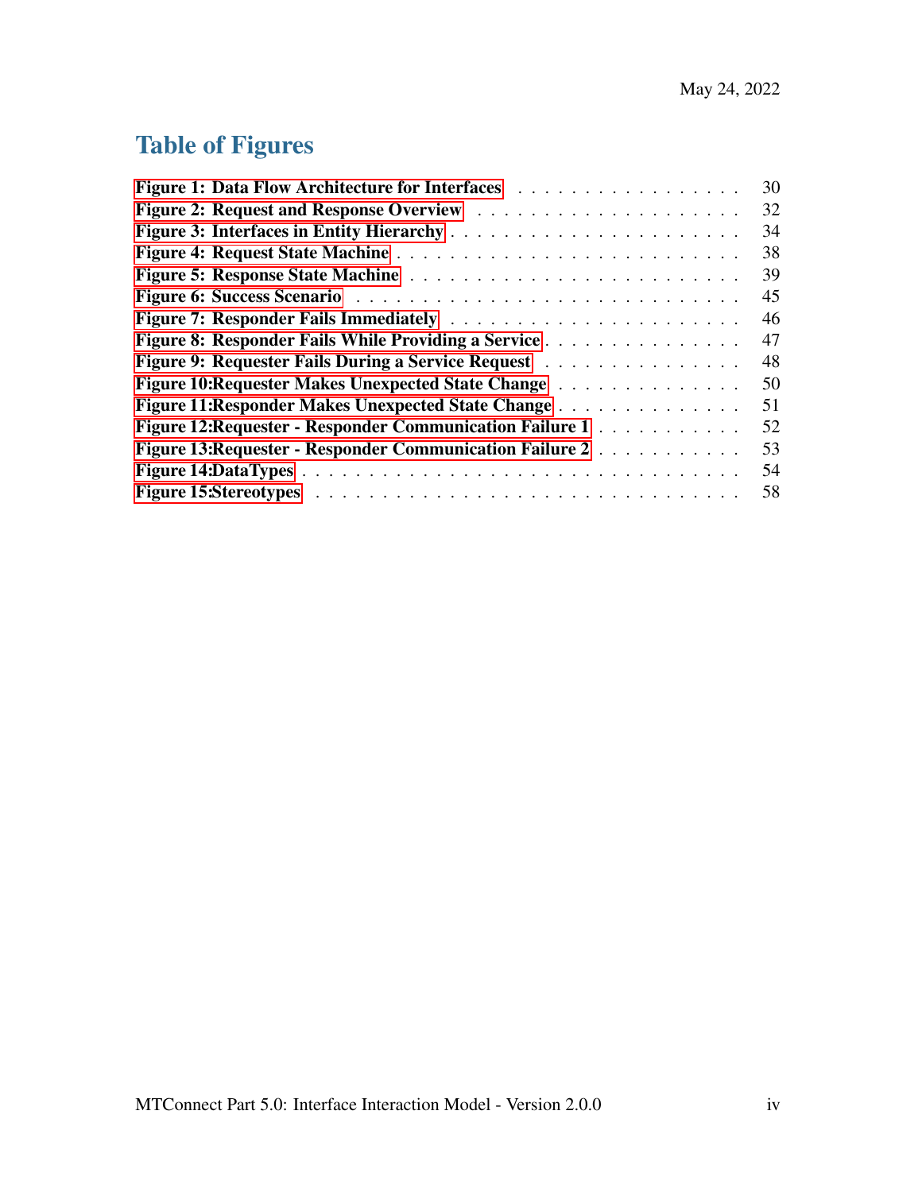# Table of Figures

Figure 1: Data Flow Architecture for Interfaces . . . . . . . . . . . . . . . . . . 30
Figure 2: Request and Response Overview . . . . . . . . . . . . . . . . . . . . 32
Figure 3: Interfaces in Entity Hierarchy . . . . . . . . . . . . . . . . . . . . . 34
Figure 4: Request State Machine . . . . . . . . . . . . . . . . . . . . . . . . . 38
Figure 5: Response State Machine . . . . . . . . . . . . . . . . . . . . . . . . 39
Figure 6: Success Scenario . . . . . . . . . . . . . . . . . . . . . . . . . . . . 45
Figure 7: Responder Fails Immediately . . . . . . . . . . . . . . . . . . . . . . 46
Figure 8: Responder Fails While Providing a Service . . . . . . . . . . . . . . . . 47
Figure 9: Requester Fails During a Service Request . . . . . . . . . . . . . . . . 48
Figure 10:Requester Makes Unexpected State Change . . . . . . . . . . . . . . . 50
Figure 11:Responder Makes Unexpected State Change . . . . . . . . . . . . . . . 51
Figure 12:Requester - Responder Communication Failure 1 . . . . . . . . . . . . 52
Figure 13:Requester - Responder Communication Failure 2 . . . . . . . . . . . . 53
Figure 14:DataTypes . . . . . . . . . . . . . . . . . . . . . . . . . . . . . . . 54
Figure 15:Stereotypes . . . . . . . . . . . . . . . . . . . . . . . . . . . . . . . 58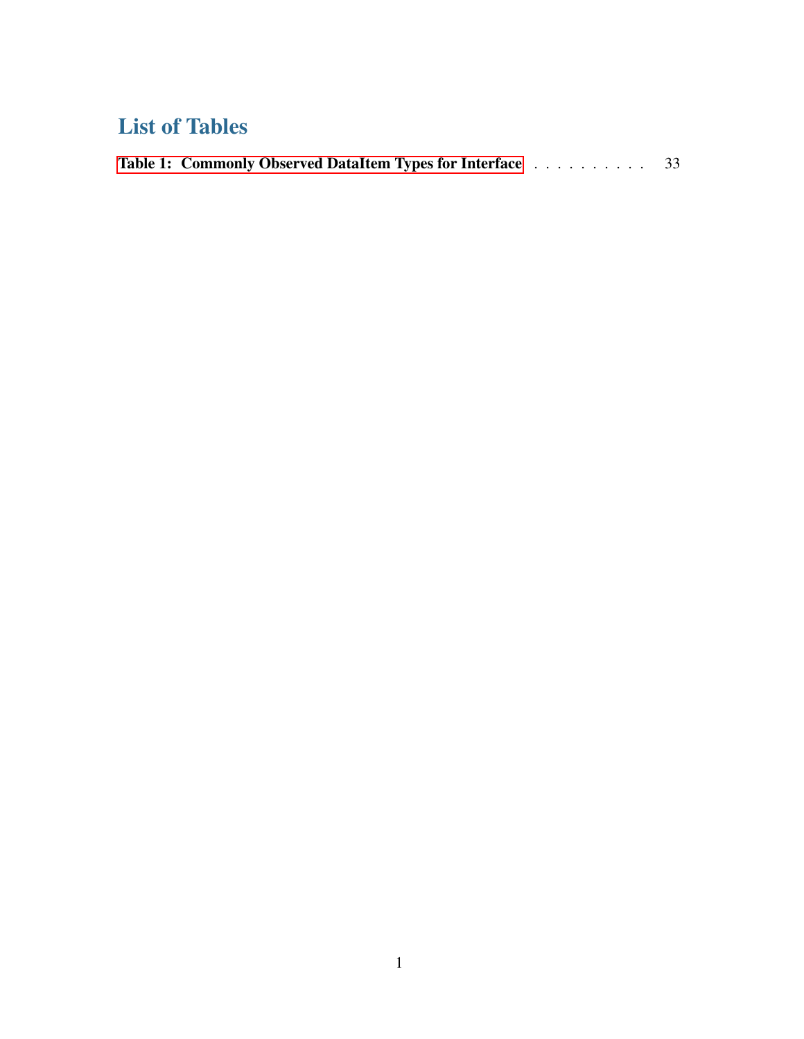# List of Tables

**Table 1: Commonly Observed DataItem Types for Interface** . . . . . . . . . . . 33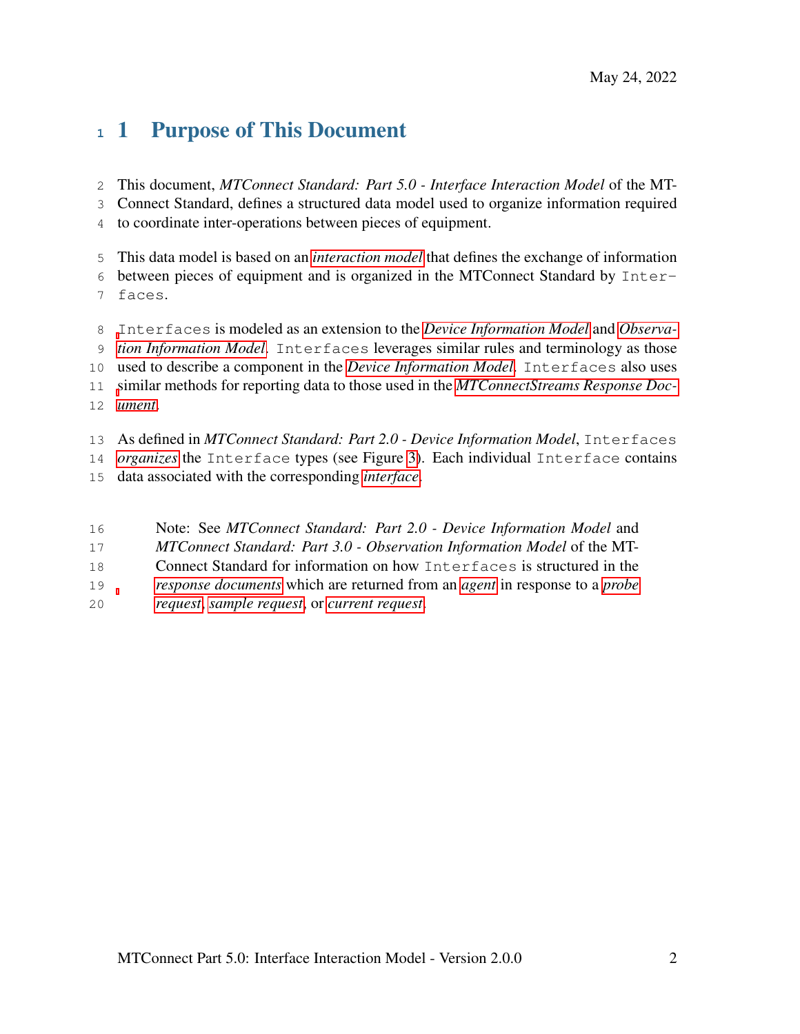# 1 Purpose of This Document

This document, *MTConnect Standard: Part 5.0 - Interface Interaction Model* of the MTConnect Standard, defines a structured data model used to organize information required to coordinate inter-operations between pieces of equipment.

This data model is based on an *interaction model* that defines the exchange of information between pieces of equipment and is organized in the MTConnect Standard by `Interfaces`.

`Interfaces` is modeled as an extension to the *Device Information Model* and *Observation Information Model*. `Interfaces` leverages similar rules and terminology as those used to describe a component in the *Device Information Model*. `Interfaces` also uses similar methods for reporting data to those used in the *MTConnectStreams Response Document*.

As defined in *MTConnect Standard: Part 2.0 - Device Information Model*, `Interfaces` *organizes* the `Interface` types (see Figure 3). Each individual `Interface` contains data associated with the corresponding *interface*.

> Note: See *MTConnect Standard: Part 2.0 - Device Information Model* and *MTConnect Standard: Part 3.0 - Observation Information Model* of the MTConnect Standard for information on how `Interfaces` is structured in the *response documents* which are returned from an *agent* in response to a *probe request*, *sample request*, or *current request*.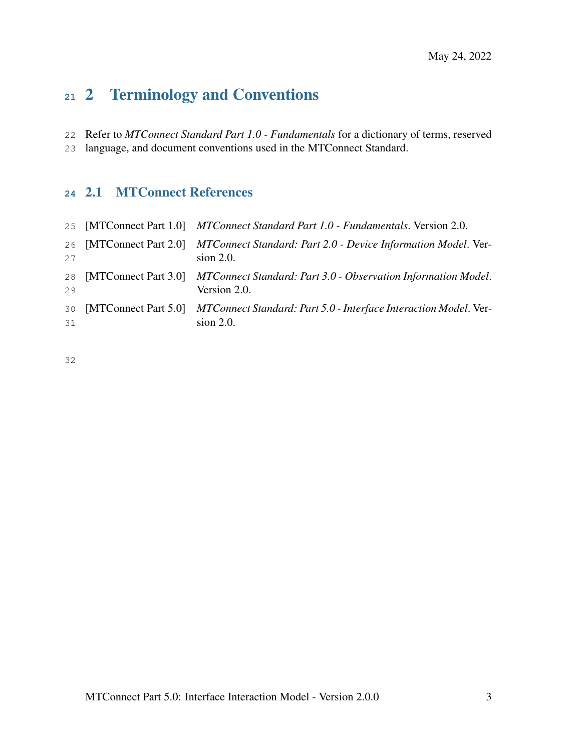# 2 Terminology and Conventions

Refer to *MTConnect Standard Part 1.0 - Fundamentals* for a dictionary of terms, reserved language, and document conventions used in the MTConnect Standard.

## 2.1 MTConnect References

[MTConnect Part 1.0] *MTConnect Standard Part 1.0 - Fundamentals*. Version 2.0.

[MTConnect Part 2.0] *MTConnect Standard: Part 2.0 - Device Information Model*. Version 2.0.

[MTConnect Part 3.0] *MTConnect Standard: Part 3.0 - Observation Information Model*. Version 2.0.

[MTConnect Part 5.0] *MTConnect Standard: Part 5.0 - Interface Interaction Model*. Version 2.0.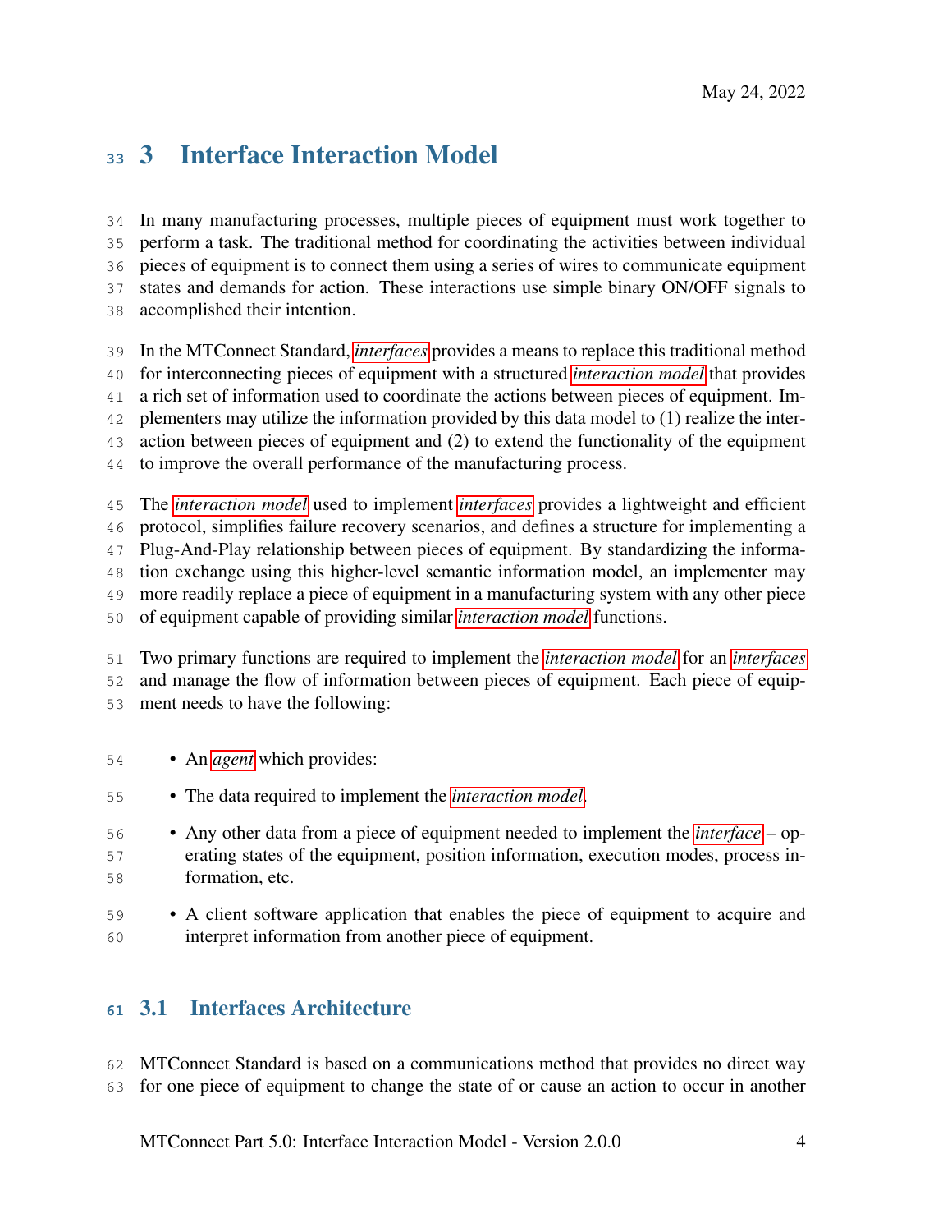# 3 Interface Interaction Model

In many manufacturing processes, multiple pieces of equipment must work together to perform a task. The traditional method for coordinating the activities between individual pieces of equipment is to connect them using a series of wires to communicate equipment states and demands for action. These interactions use simple binary ON/OFF signals to accomplished their intention.

In the MTConnect Standard, *interfaces* provides a means to replace this traditional method for interconnecting pieces of equipment with a structured *interaction model* that provides a rich set of information used to coordinate the actions between pieces of equipment. Implementers may utilize the information provided by this data model to (1) realize the interaction between pieces of equipment and (2) to extend the functionality of the equipment to improve the overall performance of the manufacturing process.

The *interaction model* used to implement *interfaces* provides a lightweight and efficient protocol, simplifies failure recovery scenarios, and defines a structure for implementing a Plug-And-Play relationship between pieces of equipment. By standardizing the information exchange using this higher-level semantic information model, an implementer may more readily replace a piece of equipment in a manufacturing system with any other piece of equipment capable of providing similar *interaction model* functions.

Two primary functions are required to implement the *interaction model* for an *interfaces* and manage the flow of information between pieces of equipment. Each piece of equipment needs to have the following:

- An *agent* which provides:
- The data required to implement the *interaction model*.
- Any other data from a piece of equipment needed to implement the *interface* – operating states of the equipment, position information, execution modes, process information, etc.
- A client software application that enables the piece of equipment to acquire and interpret information from another piece of equipment.

## 3.1 Interfaces Architecture

MTConnect Standard is based on a communications method that provides no direct way for one piece of equipment to change the state of or cause an action to occur in another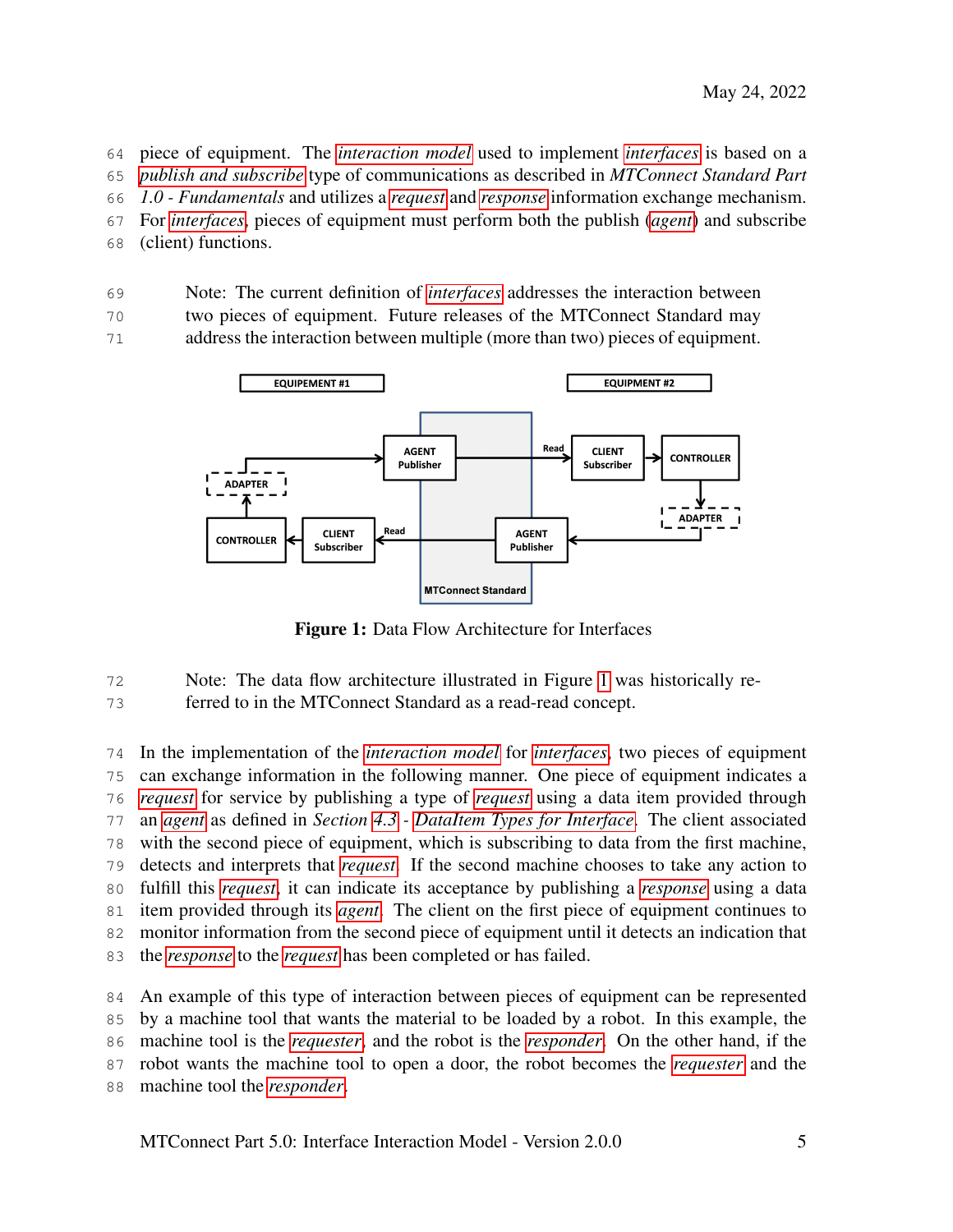piece of equipment. The *interaction model* used to implement *interfaces* is based on a *publish and subscribe* type of communications as described in *MTConnect Standard Part 1.0 - Fundamentals* and utilizes a *request* and *response* information exchange mechanism. For *interfaces*, pieces of equipment must perform both the publish (*agent*) and subscribe (client) functions.

> Note: The current definition of *interfaces* addresses the interaction between two pieces of equipment. Future releases of the MTConnect Standard may address the interaction between multiple (more than two) pieces of equipment.

**Figure 1:** Data Flow Architecture for Interfaces

> Note: The data flow architecture illustrated in Figure 1 was historically referred to in the MTConnect Standard as a read-read concept.

In the implementation of the *interaction model* for *interfaces*, two pieces of equipment can exchange information in the following manner. One piece of equipment indicates a *request* for service by publishing a type of *request* using a data item provided through an *agent* as defined in *Section 4.3 - DataItem Types for Interface*. The client associated with the second piece of equipment, which is subscribing to data from the first machine, detects and interprets that *request*. If the second machine chooses to take any action to fulfill this *request*, it can indicate its acceptance by publishing a *response* using a data item provided through its *agent*. The client on the first piece of equipment continues to monitor information from the second piece of equipment until it detects an indication that the *response* to the *request* has been completed or has failed.

An example of this type of interaction between pieces of equipment can be represented by a machine tool that wants the material to be loaded by a robot. In this example, the machine tool is the *requester*, and the robot is the *responder*. On the other hand, if the robot wants the machine tool to open a door, the robot becomes the *requester* and the machine tool the *responder*.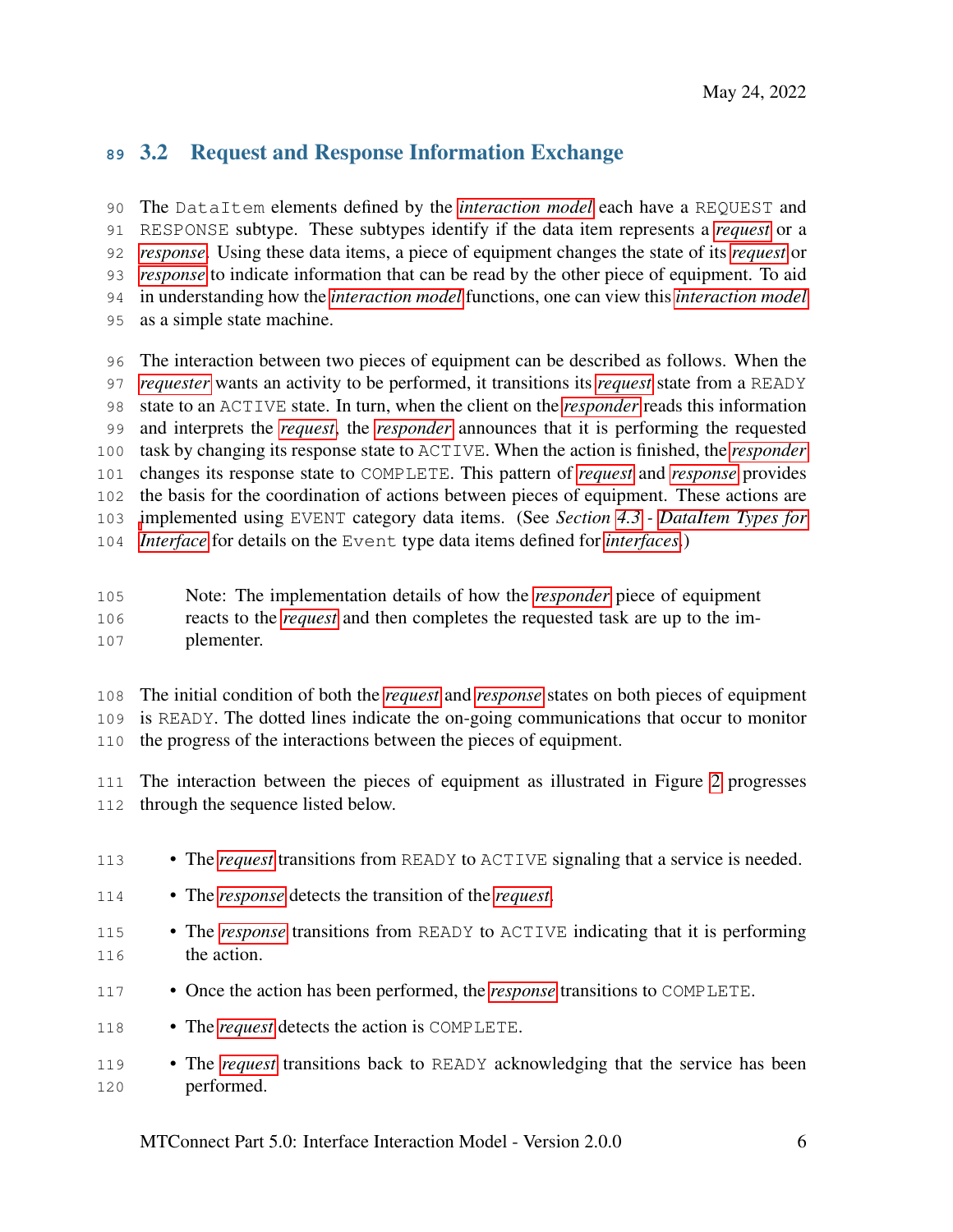## 3.2 Request and Response Information Exchange

The DataItem elements defined by the *interaction model* each have a REQUEST and RESPONSE subtype. These subtypes identify if the data item represents a *request* or a *response*. Using these data items, a piece of equipment changes the state of its *request* or *response* to indicate information that can be read by the other piece of equipment. To aid in understanding how the *interaction model* functions, one can view this *interaction model* as a simple state machine.

The interaction between two pieces of equipment can be described as follows. When the *requester* wants an activity to be performed, it transitions its *request* state from a READY state to an ACTIVE state. In turn, when the client on the *responder* reads this information and interprets the *request*, the *responder* announces that it is performing the requested task by changing its response state to ACTIVE. When the action is finished, the *responder* changes its response state to COMPLETE. This pattern of *request* and *response* provides the basis for the coordination of actions between pieces of equipment. These actions are implemented using EVENT category data items. (See *Section 4.3 - DataItem Types for Interface* for details on the Event type data items defined for *interfaces*.)

> Note: The implementation details of how the *responder* piece of equipment reacts to the *request* and then completes the requested task are up to the implementer.

The initial condition of both the *request* and *response* states on both pieces of equipment is READY. The dotted lines indicate the on-going communications that occur to monitor the progress of the interactions between the pieces of equipment.

The interaction between the pieces of equipment as illustrated in Figure 2 progresses through the sequence listed below.

- The *request* transitions from READY to ACTIVE signaling that a service is needed.
- The *response* detects the transition of the *request*.
- The *response* transitions from READY to ACTIVE indicating that it is performing the action.
- Once the action has been performed, the *response* transitions to COMPLETE.
- The *request* detects the action is COMPLETE.
- The *request* transitions back to READY acknowledging that the service has been performed.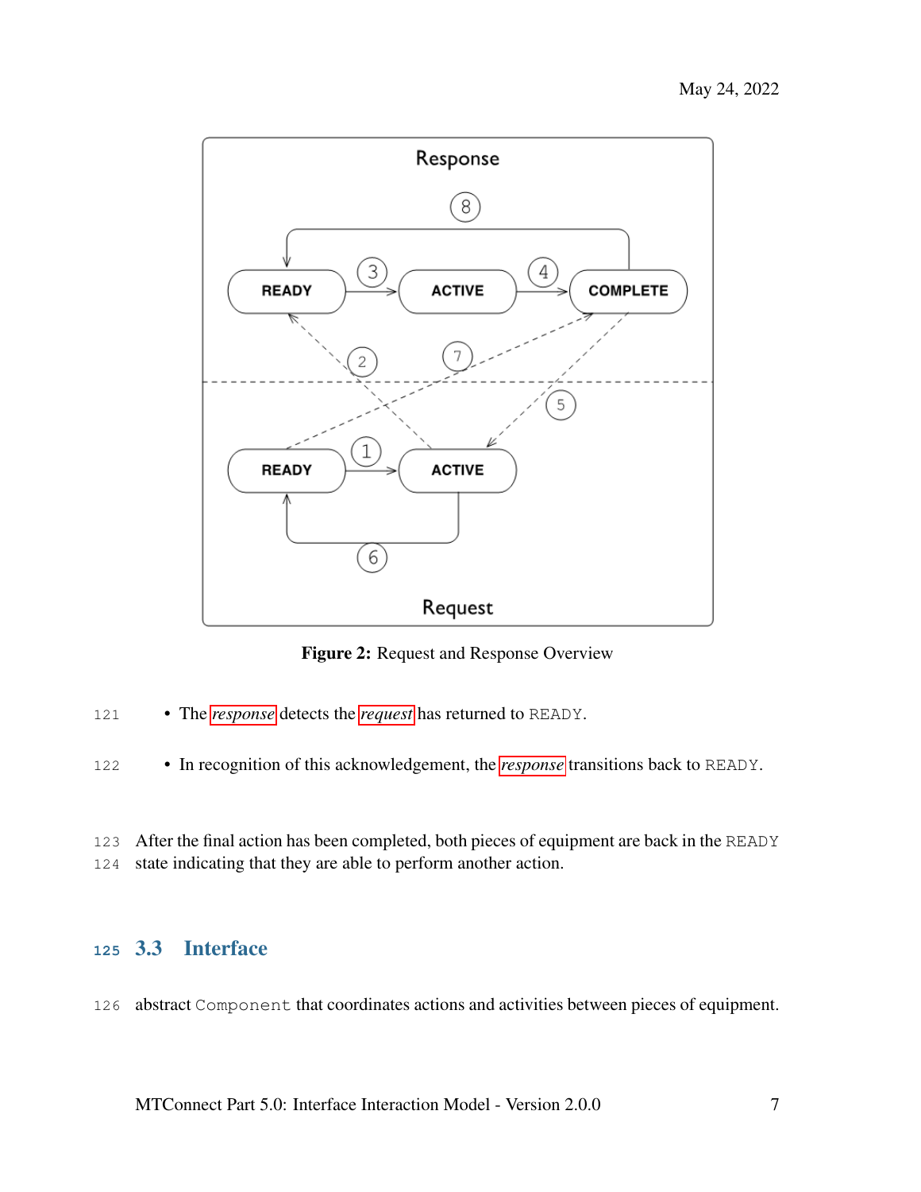Figure 2: Request and Response Overview

- The *response* detects the *request* has returned to READY.
- In recognition of this acknowledgement, the *response* transitions back to READY.

After the final action has been completed, both pieces of equipment are back in the READY state indicating that they are able to perform another action.

## 3.3 Interface

abstract Component that coordinates actions and activities between pieces of equipment.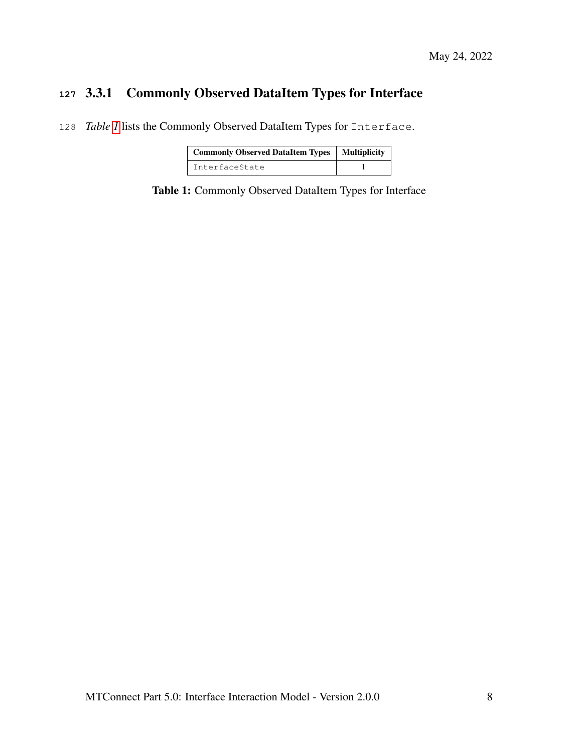### 3.3.1 Commonly Observed DataItem Types for Interface

*Table 1* lists the Commonly Observed DataItem Types for `Interface`.

| Commonly Observed DataItem Types | Multiplicity |
|---|---|
| `InterfaceState` | 1 |

**Table 1:** Commonly Observed DataItem Types for Interface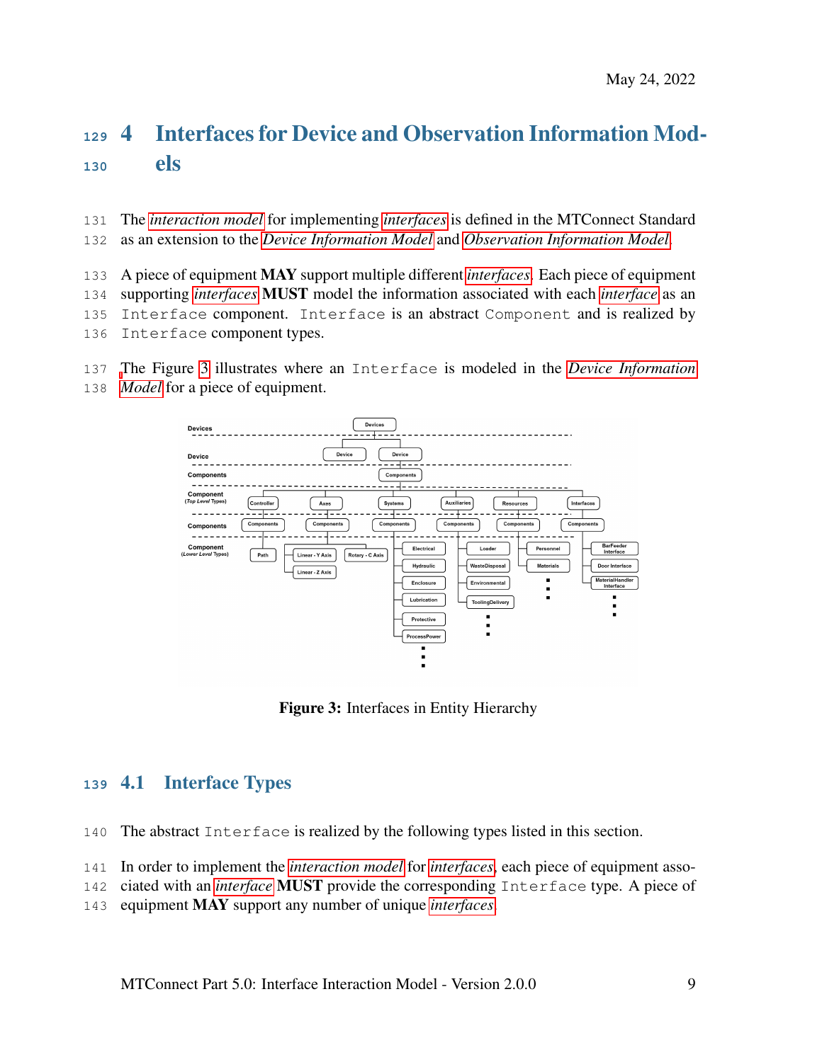# 4 Interfaces for Device and Observation Information Models

The *interaction model* for implementing *interfaces* is defined in the MTConnect Standard as an extension to the *Device Information Model* and *Observation Information Model*.

A piece of equipment **MAY** support multiple different *interfaces*. Each piece of equipment supporting *interfaces* **MUST** model the information associated with each *interface* as an `Interface` component. `Interface` is an abstract `Component` and is realized by `Interface` component types.

The Figure 3 illustrates where an `Interface` is modeled in the *Device Information Model* for a piece of equipment.

**Figure 3:** Interfaces in Entity Hierarchy

## 4.1 Interface Types

The abstract `Interface` is realized by the following types listed in this section.

In order to implement the *interaction model* for *interfaces*, each piece of equipment associated with an *interface* **MUST** provide the corresponding `Interface` type. A piece of equipment **MAY** support any number of unique *interfaces*.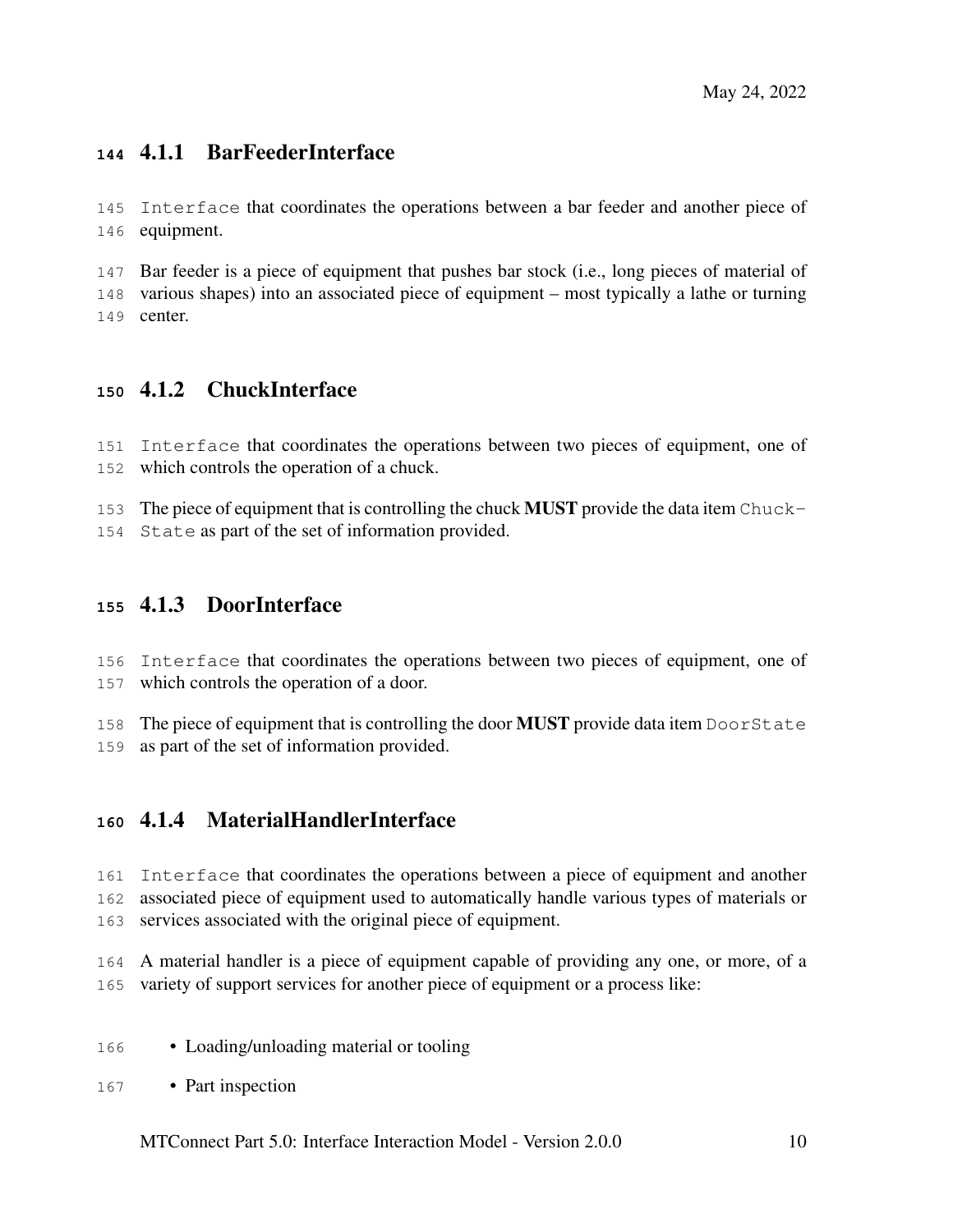### 4.1.1 BarFeederInterface

`Interface` that coordinates the operations between a bar feeder and another piece of equipment.

Bar feeder is a piece of equipment that pushes bar stock (i.e., long pieces of material of various shapes) into an associated piece of equipment – most typically a lathe or turning center.

### 4.1.2 ChuckInterface

`Interface` that coordinates the operations between two pieces of equipment, one of which controls the operation of a chuck.

The piece of equipment that is controlling the chuck **MUST** provide the data item `ChuckState` as part of the set of information provided.

### 4.1.3 DoorInterface

`Interface` that coordinates the operations between two pieces of equipment, one of which controls the operation of a door.

The piece of equipment that is controlling the door **MUST** provide data item `DoorState` as part of the set of information provided.

### 4.1.4 MaterialHandlerInterface

`Interface` that coordinates the operations between a piece of equipment and another associated piece of equipment used to automatically handle various types of materials or services associated with the original piece of equipment.

A material handler is a piece of equipment capable of providing any one, or more, of a variety of support services for another piece of equipment or a process like:

- Loading/unloading material or tooling
- Part inspection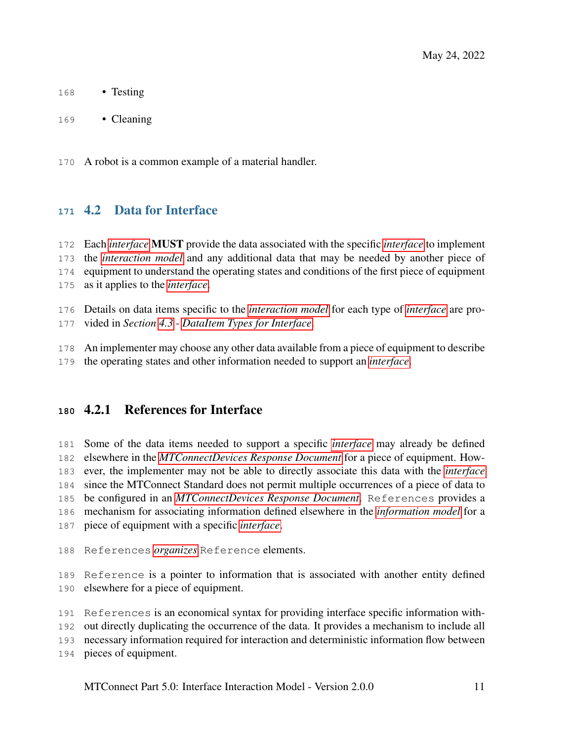- Testing
- Cleaning

A robot is a common example of a material handler.

## 4.2 Data for Interface

Each *interface* **MUST** provide the data associated with the specific *interface* to implement the *interaction model* and any additional data that may be needed by another piece of equipment to understand the operating states and conditions of the first piece of equipment as it applies to the *interface*.

Details on data items specific to the *interaction model* for each type of *interface* are provided in *Section 4.3 - DataItem Types for Interface*.

An implementer may choose any other data available from a piece of equipment to describe the operating states and other information needed to support an *interface*.

### 4.2.1 References for Interface

Some of the data items needed to support a specific *interface* may already be defined elsewhere in the *MTConnectDevices Response Document* for a piece of equipment. However, the implementer may not be able to directly associate this data with the *interface* since the MTConnect Standard does not permit multiple occurrences of a piece of data to be configured in an *MTConnectDevices Response Document*. `References` provides a mechanism for associating information defined elsewhere in the *information model* for a piece of equipment with a specific *interface*.

`References` *organizes* `Reference` elements.

`Reference` is a pointer to information that is associated with another entity defined elsewhere for a piece of equipment.

`References` is an economical syntax for providing interface specific information without directly duplicating the occurrence of the data. It provides a mechanism to include all necessary information required for interaction and deterministic information flow between pieces of equipment.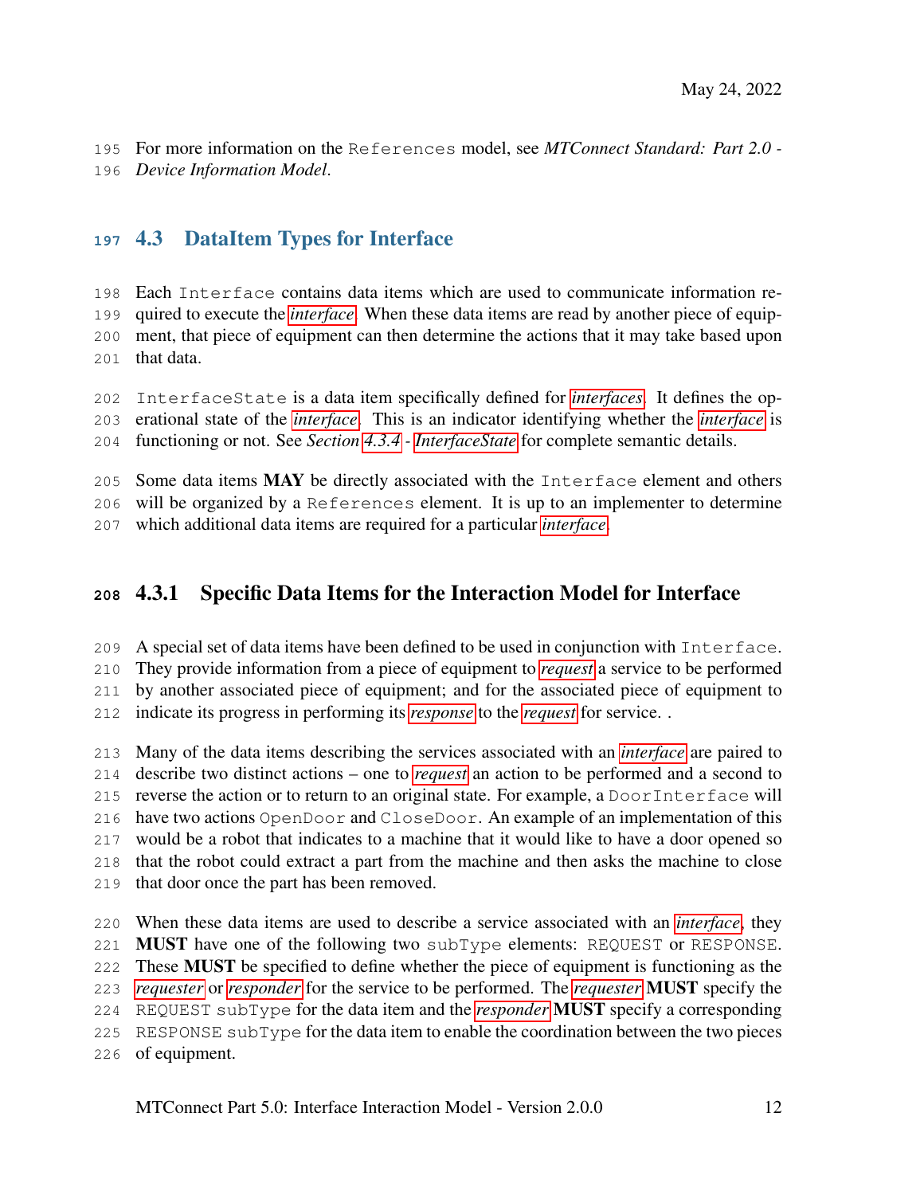For more information on the `References` model, see *MTConnect Standard: Part 2.0 - Device Information Model*.

## 4.3 DataItem Types for Interface

Each `Interface` contains data items which are used to communicate information required to execute the *interface*. When these data items are read by another piece of equipment, that piece of equipment can then determine the actions that it may take based upon that data.

`InterfaceState` is a data item specifically defined for *interfaces*. It defines the operational state of the *interface*. This is an indicator identifying whether the *interface* is functioning or not. See *Section 4.3.4 - InterfaceState* for complete semantic details.

Some data items **MAY** be directly associated with the `Interface` element and others will be organized by a `References` element. It is up to an implementer to determine which additional data items are required for a particular *interface*.

### 4.3.1 Specific Data Items for the Interaction Model for Interface

A special set of data items have been defined to be used in conjunction with `Interface`. They provide information from a piece of equipment to *request* a service to be performed by another associated piece of equipment; and for the associated piece of equipment to indicate its progress in performing its *response* to the *request* for service. .

Many of the data items describing the services associated with an *interface* are paired to describe two distinct actions – one to *request* an action to be performed and a second to reverse the action or to return to an original state. For example, a `DoorInterface` will have two actions `OpenDoor` and `CloseDoor`. An example of an implementation of this would be a robot that indicates to a machine that it would like to have a door opened so that the robot could extract a part from the machine and then asks the machine to close that door once the part has been removed.

When these data items are used to describe a service associated with an *interface*, they **MUST** have one of the following two `subType` elements: `REQUEST` or `RESPONSE`. These **MUST** be specified to define whether the piece of equipment is functioning as the *requester* or *responder* for the service to be performed. The *requester* **MUST** specify the `REQUEST` `subType` for the data item and the *responder* **MUST** specify a corresponding `RESPONSE` `subType` for the data item to enable the coordination between the two pieces of equipment.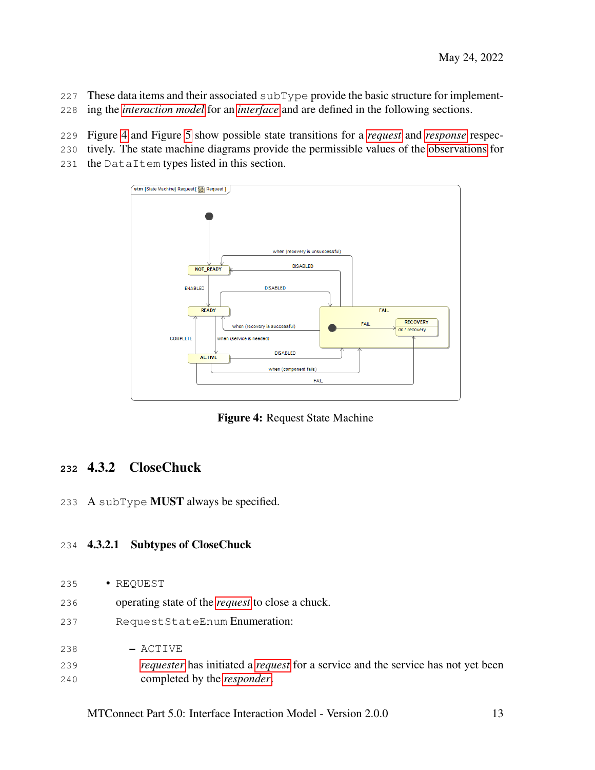These data items and their associated `subType` provide the basic structure for implementing the *interaction model* for an *interface* and are defined in the following sections.

Figure 4 and Figure 5 show possible state transitions for a *request* and *response* respectively. The state machine diagrams provide the permissible values of the observations for the `DataItem` types listed in this section.

**Figure 4:** Request State Machine

### 4.3.2 CloseChuck

A `subType` **MUST** always be specified.

#### 4.3.2.1 Subtypes of CloseChuck

- `REQUEST`

  operating state of the *request* to close a chuck.

  `RequestStateEnum` Enumeration:

  - `ACTIVE`

    *requester* has initiated a *request* for a service and the service has not yet been completed by the *responder*.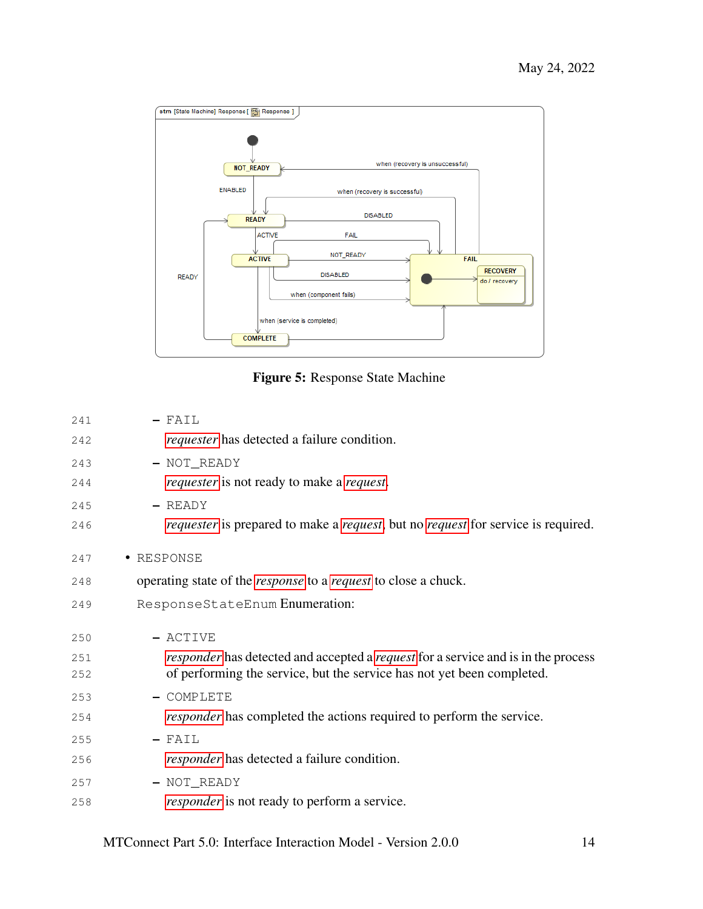**Figure 5:** Response State Machine

- FAIL

  *requester* has detected a failure condition.

- NOT_READY

  *requester* is not ready to make a *request*.

- READY

  *requester* is prepared to make a *request*, but no *request* for service is required.

- RESPONSE

  operating state of the *response* to a *request* to close a chuck.

  ResponseStateEnum Enumeration:

  - ACTIVE

    *responder* has detected and accepted a *request* for a service and is in the process of performing the service, but the service has not yet been completed.

  - COMPLETE

    *responder* has completed the actions required to perform the service.

  - FAIL

    *responder* has detected a failure condition.

  - NOT_READY

    *responder* is not ready to perform a service.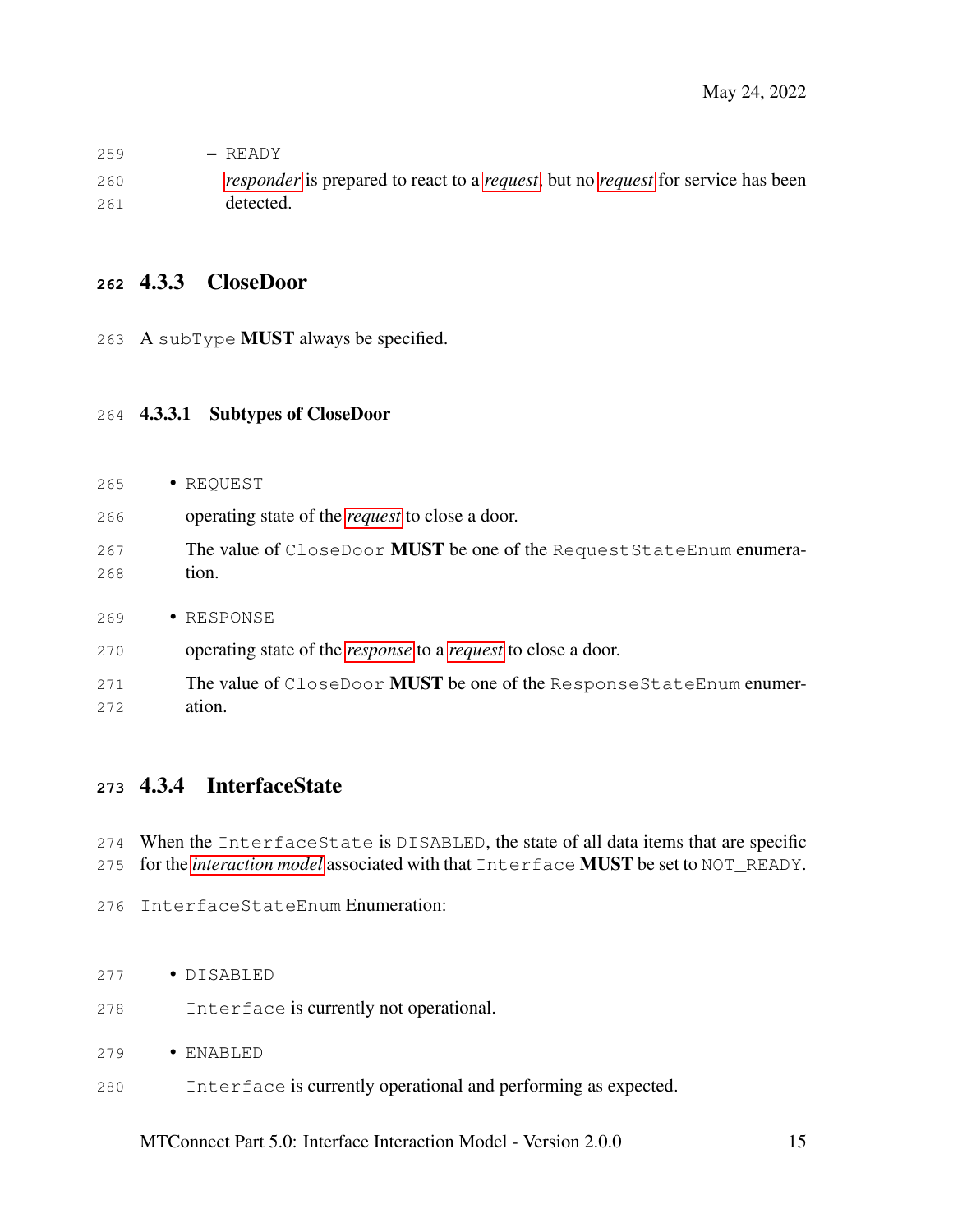- READY

  *responder* is prepared to react to a *request*, but no *request* for service has been detected.

### 4.3.3 CloseDoor

A `subType` **MUST** always be specified.

#### 4.3.3.1 Subtypes of CloseDoor

- `REQUEST`

  operating state of the *request* to close a door.

  The value of `CloseDoor` **MUST** be one of the `RequestStateEnum` enumeration.

- `RESPONSE`

  operating state of the *response* to a *request* to close a door.

  The value of `CloseDoor` **MUST** be one of the `ResponseStateEnum` enumeration.

### 4.3.4 InterfaceState

When the `InterfaceState` is `DISABLED`, the state of all data items that are specific for the *interaction model* associated with that `Interface` **MUST** be set to `NOT_READY`.

`InterfaceStateEnum` Enumeration:

- `DISABLED`

  `Interface` is currently not operational.

- `ENABLED`

  `Interface` is currently operational and performing as expected.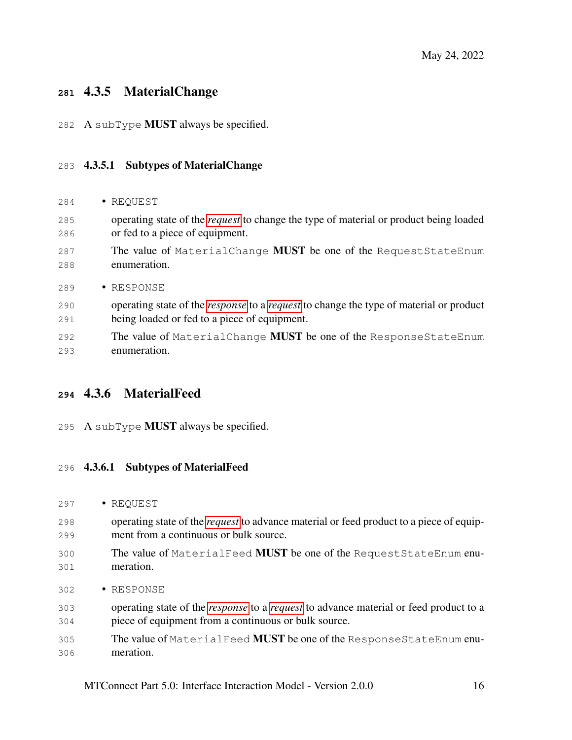### 4.3.5 MaterialChange

A `subType` **MUST** always be specified.

#### 4.3.5.1 Subtypes of MaterialChange

- `REQUEST`

  operating state of the *request* to change the type of material or product being loaded or fed to a piece of equipment.

  The value of `MaterialChange` **MUST** be one of the `RequestStateEnum` enumeration.

- `RESPONSE`

  operating state of the *response* to a *request* to change the type of material or product being loaded or fed to a piece of equipment.

  The value of `MaterialChange` **MUST** be one of the `ResponseStateEnum` enumeration.

### 4.3.6 MaterialFeed

A `subType` **MUST** always be specified.

#### 4.3.6.1 Subtypes of MaterialFeed

- `REQUEST`

  operating state of the *request* to advance material or feed product to a piece of equipment from a continuous or bulk source.

  The value of `MaterialFeed` **MUST** be one of the `RequestStateEnum` enumeration.

- `RESPONSE`

  operating state of the *response* to a *request* to advance material or feed product to a piece of equipment from a continuous or bulk source.

  The value of `MaterialFeed` **MUST** be one of the `ResponseStateEnum` enumeration.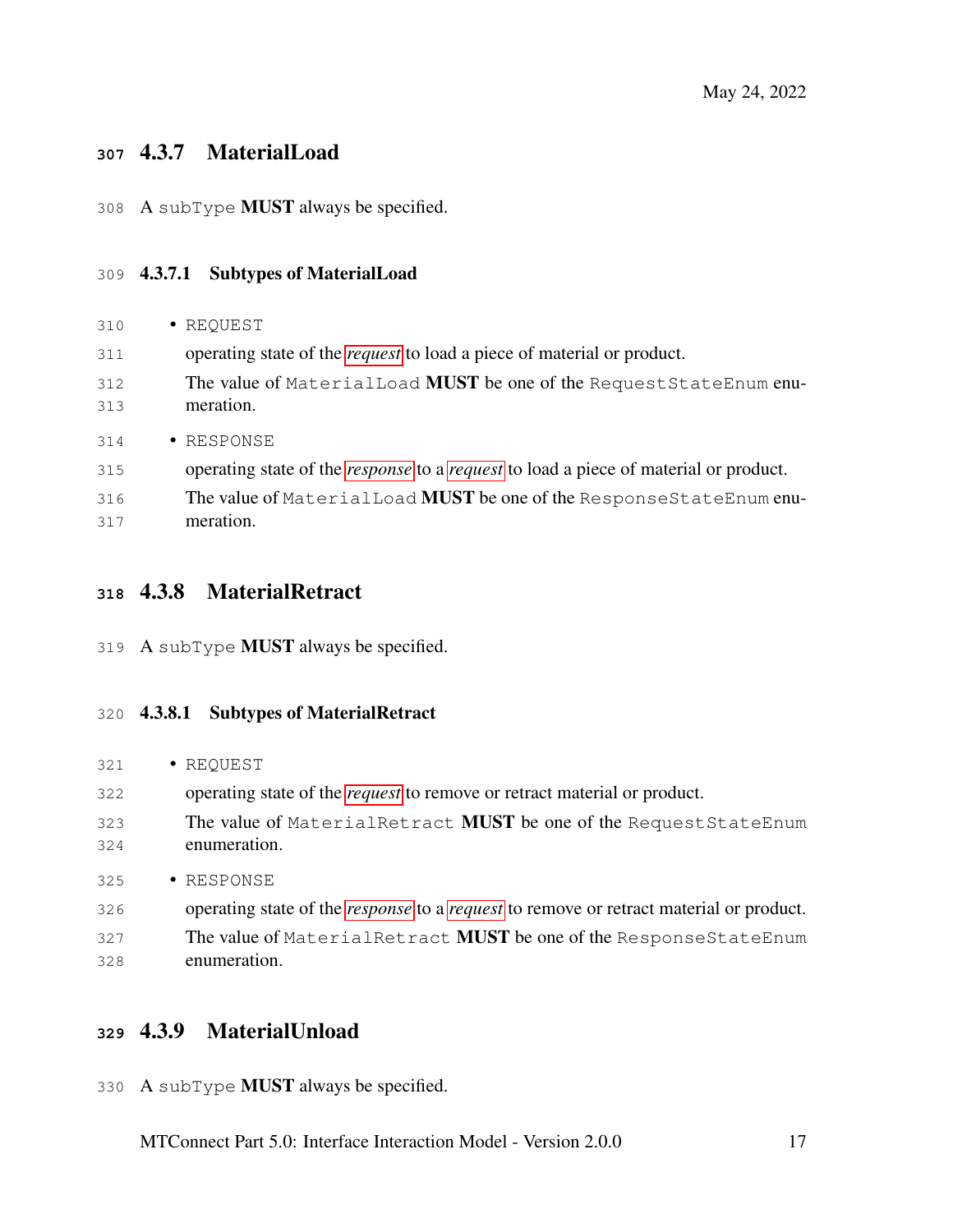### 4.3.7 MaterialLoad

A `subType` **MUST** always be specified.

#### 4.3.7.1 Subtypes of MaterialLoad

- `REQUEST`

  operating state of the *request* to load a piece of material or product.

  The value of `MaterialLoad` **MUST** be one of the `RequestStateEnum` enumeration.

- `RESPONSE`

  operating state of the *response* to a *request* to load a piece of material or product.

  The value of `MaterialLoad` **MUST** be one of the `ResponseStateEnum` enumeration.

### 4.3.8 MaterialRetract

A `subType` **MUST** always be specified.

#### 4.3.8.1 Subtypes of MaterialRetract

- `REQUEST`

  operating state of the *request* to remove or retract material or product.

  The value of `MaterialRetract` **MUST** be one of the `RequestStateEnum` enumeration.

- `RESPONSE`

  operating state of the *response* to a *request* to remove or retract material or product.

  The value of `MaterialRetract` **MUST** be one of the `ResponseStateEnum` enumeration.

### 4.3.9 MaterialUnload

A `subType` **MUST** always be specified.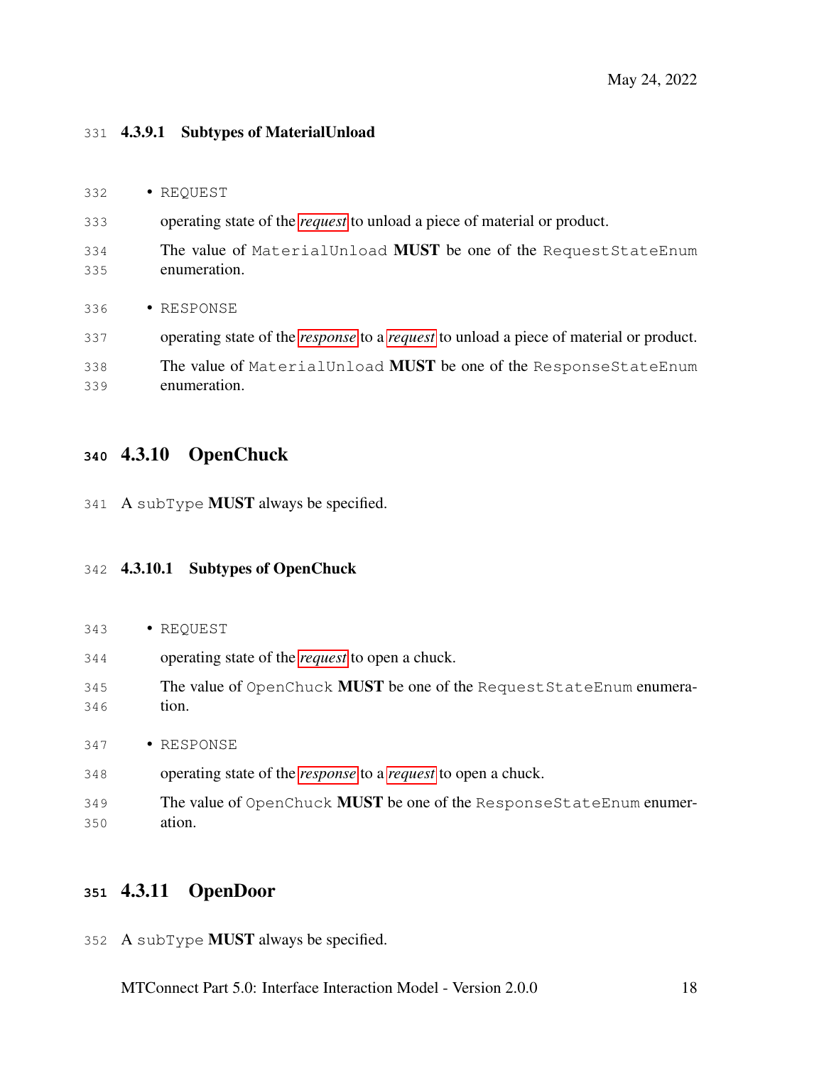#### 4.3.9.1 Subtypes of MaterialUnload

- `REQUEST`

  operating state of the *request* to unload a piece of material or product.

  The value of `MaterialUnload` **MUST** be one of the `RequestStateEnum` enumeration.

- `RESPONSE`

  operating state of the *response* to a *request* to unload a piece of material or product.

  The value of `MaterialUnload` **MUST** be one of the `ResponseStateEnum` enumeration.

### 4.3.10 OpenChuck

A `subType` **MUST** always be specified.

#### 4.3.10.1 Subtypes of OpenChuck

- `REQUEST`

  operating state of the *request* to open a chuck.

  The value of `OpenChuck` **MUST** be one of the `RequestStateEnum` enumeration.

- `RESPONSE`

  operating state of the *response* to a *request* to open a chuck.

  The value of `OpenChuck` **MUST** be one of the `ResponseStateEnum` enumeration.

### 4.3.11 OpenDoor

A `subType` **MUST** always be specified.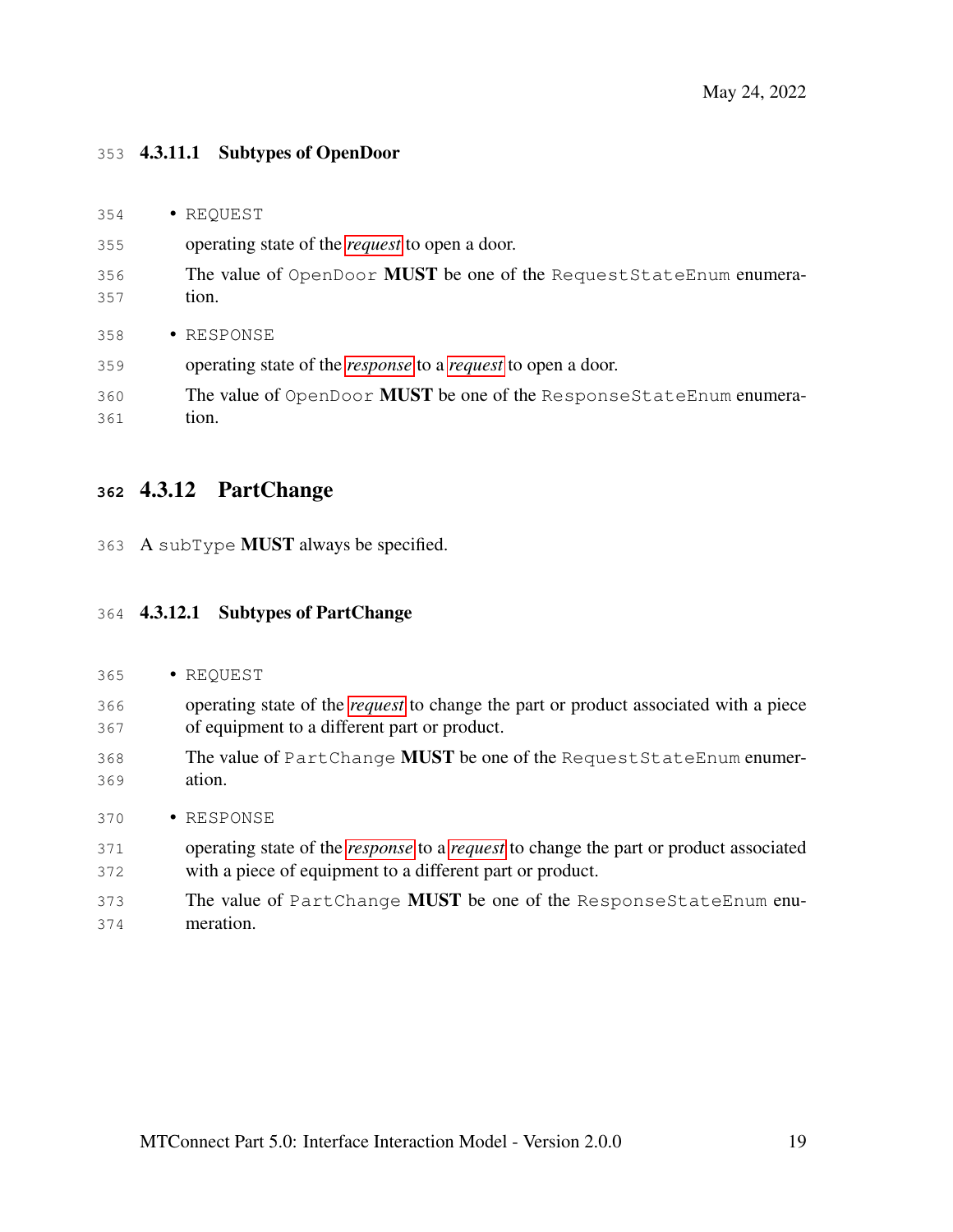#### 4.3.11.1 Subtypes of OpenDoor

- `REQUEST`

  operating state of the *request* to open a door.

  The value of `OpenDoor` **MUST** be one of the `RequestStateEnum` enumeration.

- `RESPONSE`

  operating state of the *response* to a *request* to open a door.

  The value of `OpenDoor` **MUST** be one of the `ResponseStateEnum` enumeration.

### 4.3.12 PartChange

A `subType` **MUST** always be specified.

#### 4.3.12.1 Subtypes of PartChange

- `REQUEST`

  operating state of the *request* to change the part or product associated with a piece of equipment to a different part or product.

  The value of `PartChange` **MUST** be one of the `RequestStateEnum` enumeration.

- `RESPONSE`

  operating state of the *response* to a *request* to change the part or product associated with a piece of equipment to a different part or product.

  The value of `PartChange` **MUST** be one of the `ResponseStateEnum` enumeration.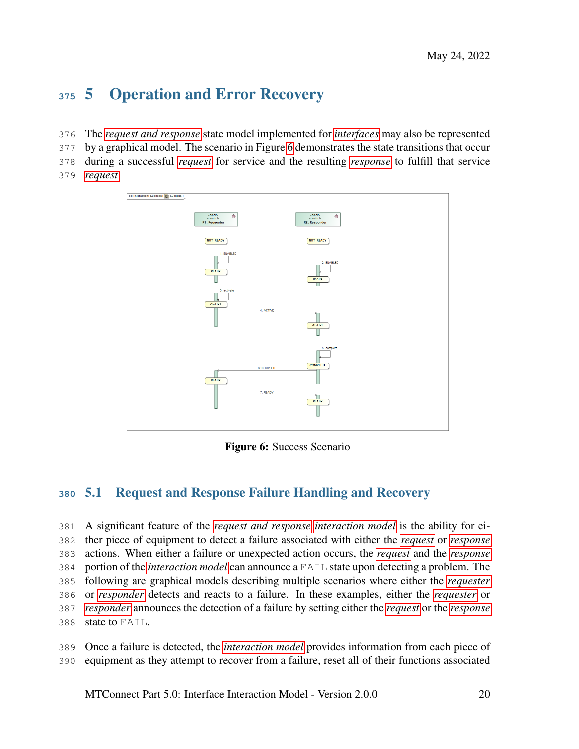# 5 Operation and Error Recovery

The *request and response* state model implemented for *interfaces* may also be represented by a graphical model. The scenario in Figure 6 demonstrates the state transitions that occur during a successful *request* for service and the resulting *response* to fulfill that service *request*.

**Figure 6:** Success Scenario

## 5.1 Request and Response Failure Handling and Recovery

A significant feature of the *request and response* *interaction model* is the ability for either piece of equipment to detect a failure associated with either the *request* or *response* actions. When either a failure or unexpected action occurs, the *request* and the *response* portion of the *interaction model* can announce a `FAIL` state upon detecting a problem. The following are graphical models describing multiple scenarios where either the *requester* or *responder* detects and reacts to a failure. In these examples, either the *requester* or *responder* announces the detection of a failure by setting either the *request* or the *response* state to `FAIL`.

Once a failure is detected, the *interaction model* provides information from each piece of equipment as they attempt to recover from a failure, reset all of their functions associated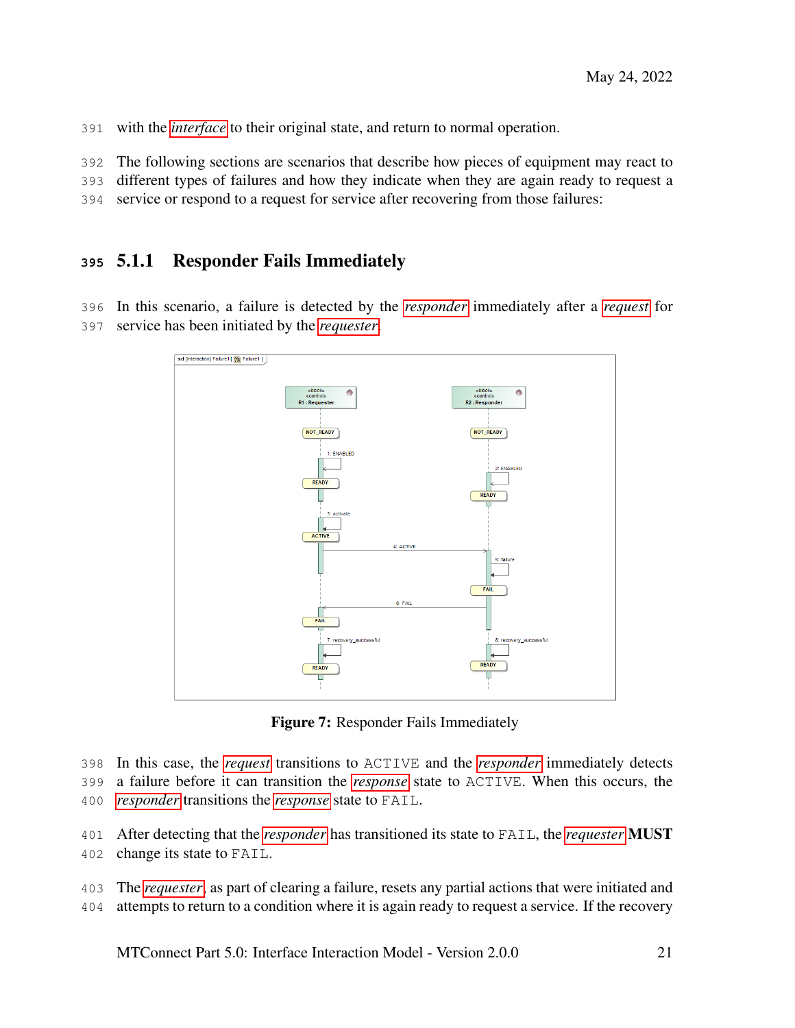with the *interface* to their original state, and return to normal operation.

The following sections are scenarios that describe how pieces of equipment may react to different types of failures and how they indicate when they are again ready to request a service or respond to a request for service after recovering from those failures:

### 5.1.1 Responder Fails Immediately

In this scenario, a failure is detected by the *responder* immediately after a *request* for service has been initiated by the *requester*.

**Figure 7:** Responder Fails Immediately

In this case, the *request* transitions to ACTIVE and the *responder* immediately detects a failure before it can transition the *response* state to ACTIVE. When this occurs, the *responder* transitions the *response* state to FAIL.

After detecting that the *responder* has transitioned its state to FAIL, the *requester* **MUST** change its state to FAIL.

The *requester*, as part of clearing a failure, resets any partial actions that were initiated and attempts to return to a condition where it is again ready to request a service. If the recovery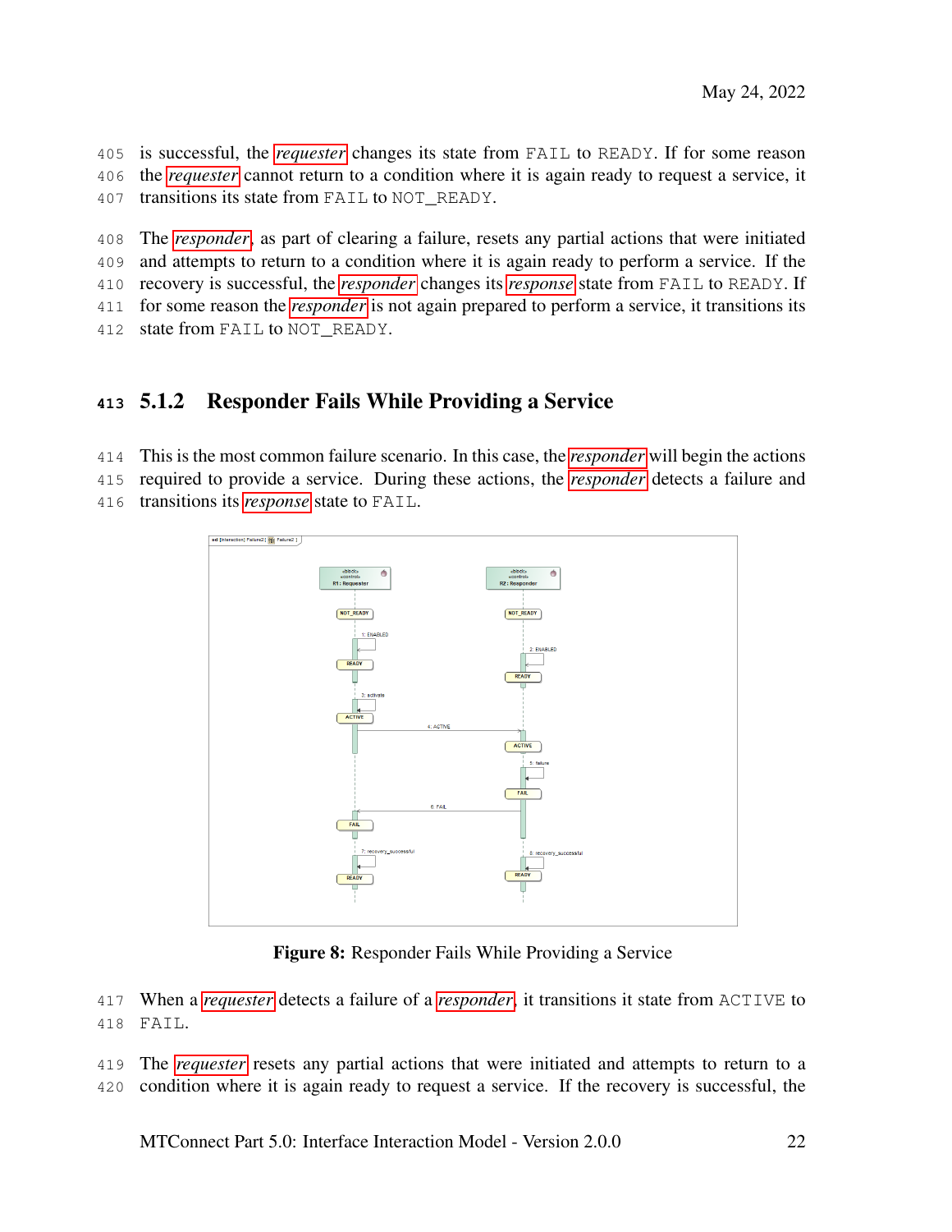is successful, the *requester* changes its state from FAIL to READY. If for some reason the *requester* cannot return to a condition where it is again ready to request a service, it transitions its state from FAIL to NOT_READY.

The *responder*, as part of clearing a failure, resets any partial actions that were initiated and attempts to return to a condition where it is again ready to perform a service. If the recovery is successful, the *responder* changes its *response* state from FAIL to READY. If for some reason the *responder* is not again prepared to perform a service, it transitions its state from FAIL to NOT_READY.

### 5.1.2 Responder Fails While Providing a Service

This is the most common failure scenario. In this case, the *responder* will begin the actions required to provide a service. During these actions, the *responder* detects a failure and transitions its *response* state to FAIL.

**Figure 8:** Responder Fails While Providing a Service

When a *requester* detects a failure of a *responder*, it transitions it state from ACTIVE to FAIL.

The *requester* resets any partial actions that were initiated and attempts to return to a condition where it is again ready to request a service. If the recovery is successful, the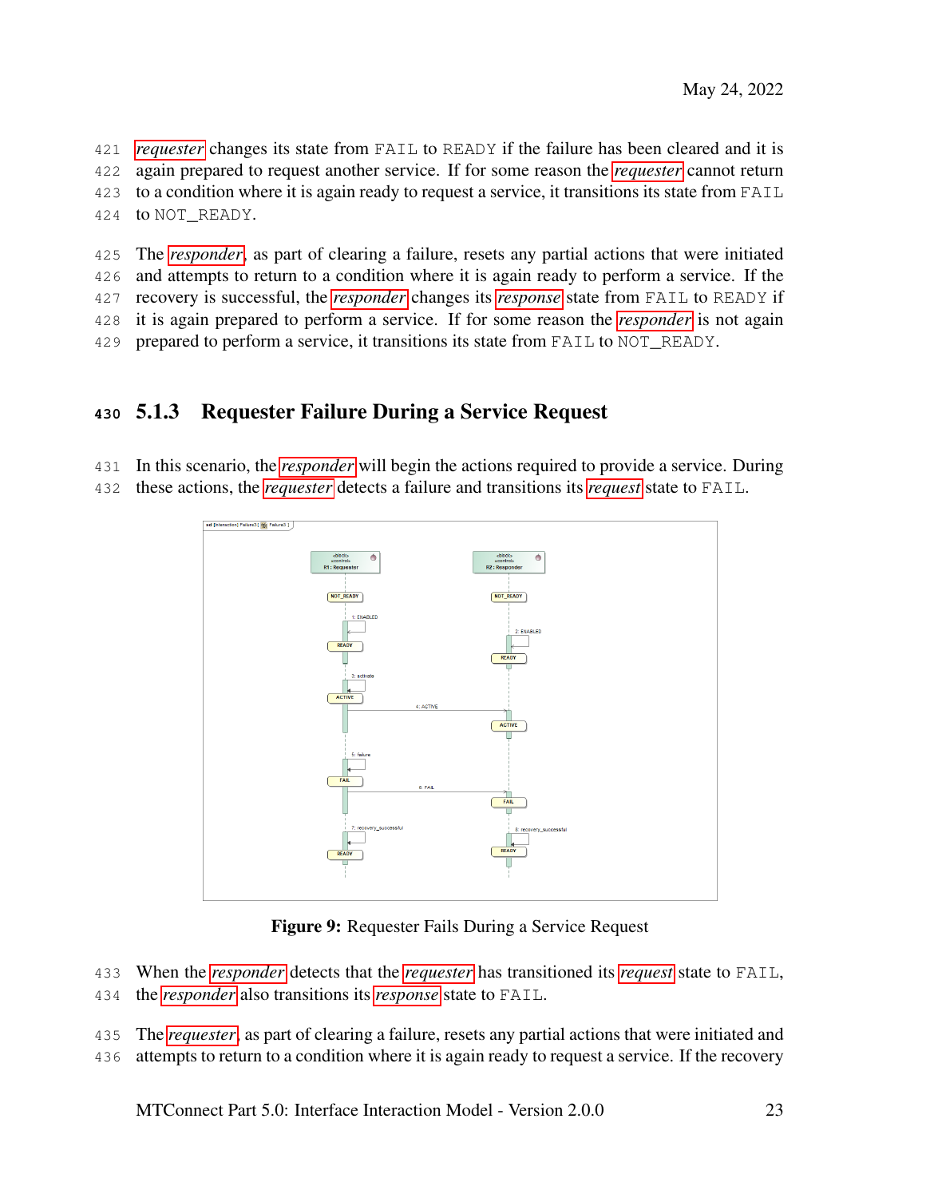*requester* changes its state from FAIL to READY if the failure has been cleared and it is again prepared to request another service. If for some reason the *requester* cannot return to a condition where it is again ready to request a service, it transitions its state from FAIL to NOT_READY.

The *responder*, as part of clearing a failure, resets any partial actions that were initiated and attempts to return to a condition where it is again ready to perform a service. If the recovery is successful, the *responder* changes its *response* state from FAIL to READY if it is again prepared to perform a service. If for some reason the *responder* is not again prepared to perform a service, it transitions its state from FAIL to NOT_READY.

### 5.1.3 Requester Failure During a Service Request

In this scenario, the *responder* will begin the actions required to provide a service. During these actions, the *requester* detects a failure and transitions its *request* state to FAIL.

**Figure 9:** Requester Fails During a Service Request

When the *responder* detects that the *requester* has transitioned its *request* state to FAIL, the *responder* also transitions its *response* state to FAIL.

The *requester*, as part of clearing a failure, resets any partial actions that were initiated and attempts to return to a condition where it is again ready to request a service. If the recovery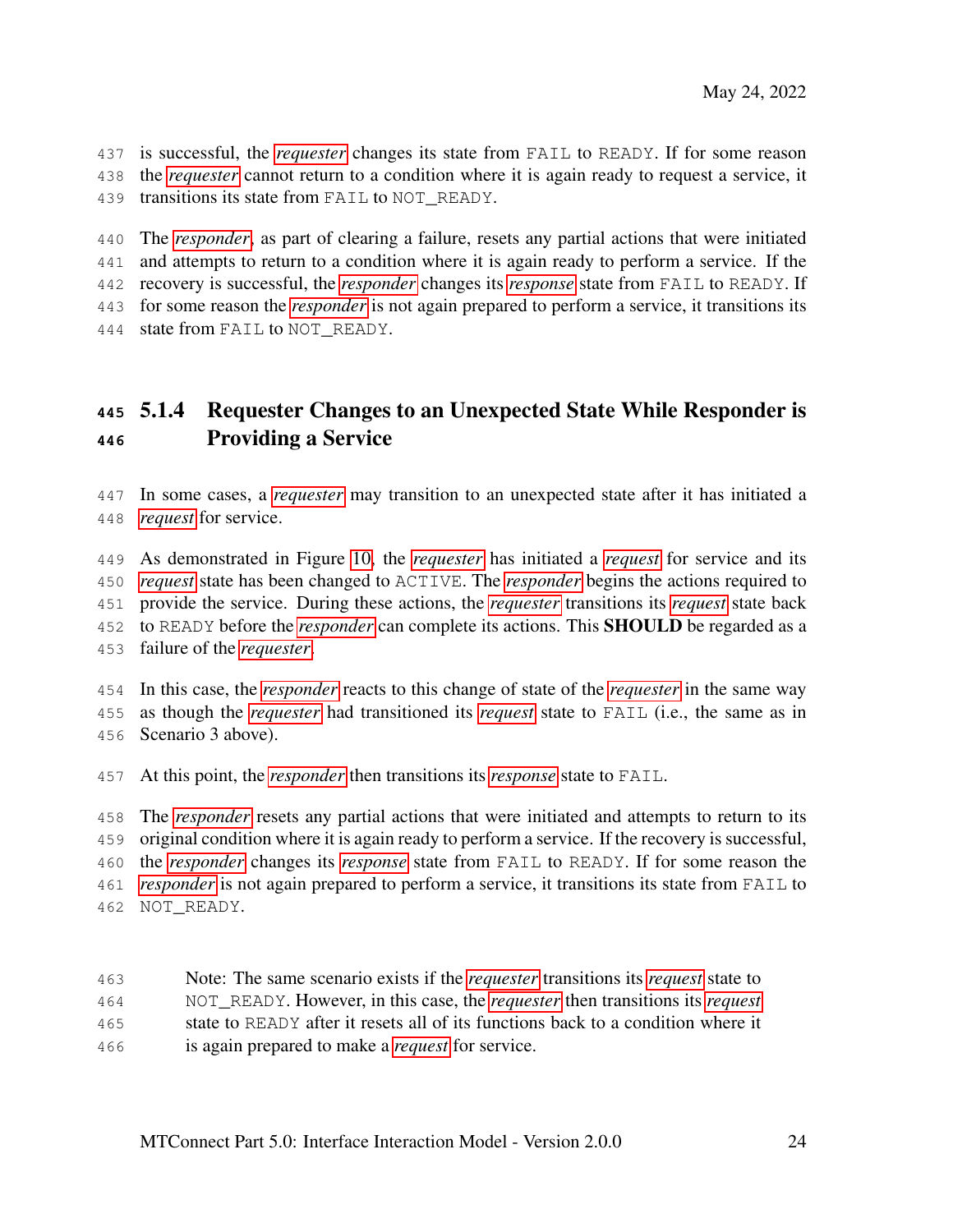is successful, the *requester* changes its state from FAIL to READY. If for some reason the *requester* cannot return to a condition where it is again ready to request a service, it transitions its state from FAIL to NOT_READY.

The *responder*, as part of clearing a failure, resets any partial actions that were initiated and attempts to return to a condition where it is again ready to perform a service. If the recovery is successful, the *responder* changes its *response* state from FAIL to READY. If for some reason the *responder* is not again prepared to perform a service, it transitions its state from FAIL to NOT_READY.

### 5.1.4 Requester Changes to an Unexpected State While Responder is Providing a Service

In some cases, a *requester* may transition to an unexpected state after it has initiated a *request* for service.

As demonstrated in Figure 10, the *requester* has initiated a *request* for service and its *request* state has been changed to ACTIVE. The *responder* begins the actions required to provide the service. During these actions, the *requester* transitions its *request* state back to READY before the *responder* can complete its actions. This **SHOULD** be regarded as a failure of the *requester*.

In this case, the *responder* reacts to this change of state of the *requester* in the same way as though the *requester* had transitioned its *request* state to FAIL (i.e., the same as in Scenario 3 above).

At this point, the *responder* then transitions its *response* state to FAIL.

The *responder* resets any partial actions that were initiated and attempts to return to its original condition where it is again ready to perform a service. If the recovery is successful, the *responder* changes its *response* state from FAIL to READY. If for some reason the *responder* is not again prepared to perform a service, it transitions its state from FAIL to NOT_READY.

> Note: The same scenario exists if the *requester* transitions its *request* state to NOT_READY. However, in this case, the *requester* then transitions its *request* state to READY after it resets all of its functions back to a condition where it is again prepared to make a *request* for service.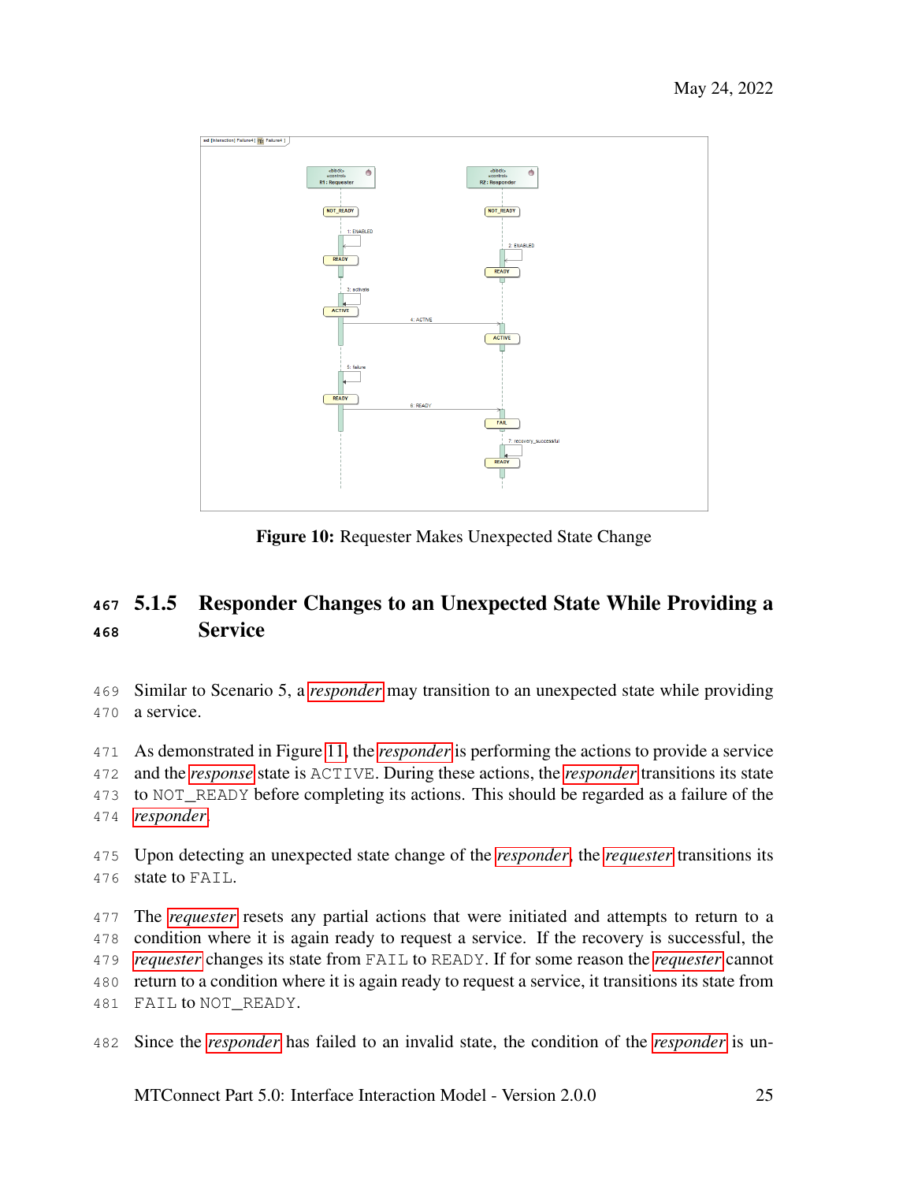Figure 10: Requester Makes Unexpected State Change

### 5.1.5 Responder Changes to an Unexpected State While Providing a Service

Similar to Scenario 5, a *responder* may transition to an unexpected state while providing a service.

As demonstrated in Figure 11, the *responder* is performing the actions to provide a service and the *response* state is ACTIVE. During these actions, the *responder* transitions its state to NOT_READY before completing its actions. This should be regarded as a failure of the *responder*.

Upon detecting an unexpected state change of the *responder*, the *requester* transitions its state to FAIL.

The *requester* resets any partial actions that were initiated and attempts to return to a condition where it is again ready to request a service. If the recovery is successful, the *requester* changes its state from FAIL to READY. If for some reason the *requester* cannot return to a condition where it is again ready to request a service, it transitions its state from FAIL to NOT_READY.

Since the *responder* has failed to an invalid state, the condition of the *responder* is un-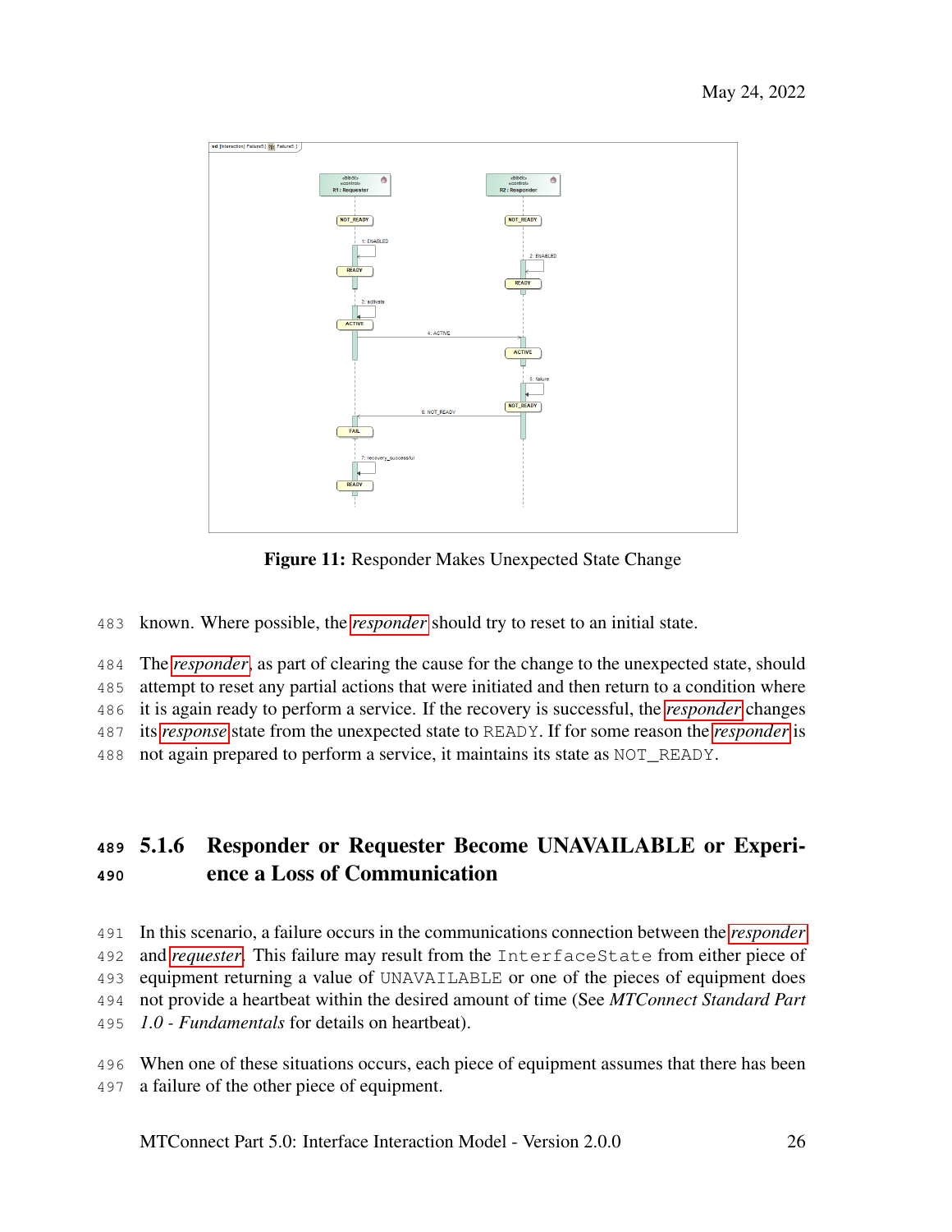Figure 11: Responder Makes Unexpected State Change

known. Where possible, the *responder* should try to reset to an initial state.

The *responder*, as part of clearing the cause for the change to the unexpected state, should attempt to reset any partial actions that were initiated and then return to a condition where it is again ready to perform a service. If the recovery is successful, the *responder* changes its *response* state from the unexpected state to `READY`. If for some reason the *responder* is not again prepared to perform a service, it maintains its state as `NOT_READY`.

### 5.1.6 Responder or Requester Become UNAVAILABLE or Experience a Loss of Communication

In this scenario, a failure occurs in the communications connection between the *responder* and *requester*. This failure may result from the `InterfaceState` from either piece of equipment returning a value of `UNAVAILABLE` or one of the pieces of equipment does not provide a heartbeat within the desired amount of time (See *MTConnect Standard Part 1.0 - Fundamentals* for details on heartbeat).

When one of these situations occurs, each piece of equipment assumes that there has been a failure of the other piece of equipment.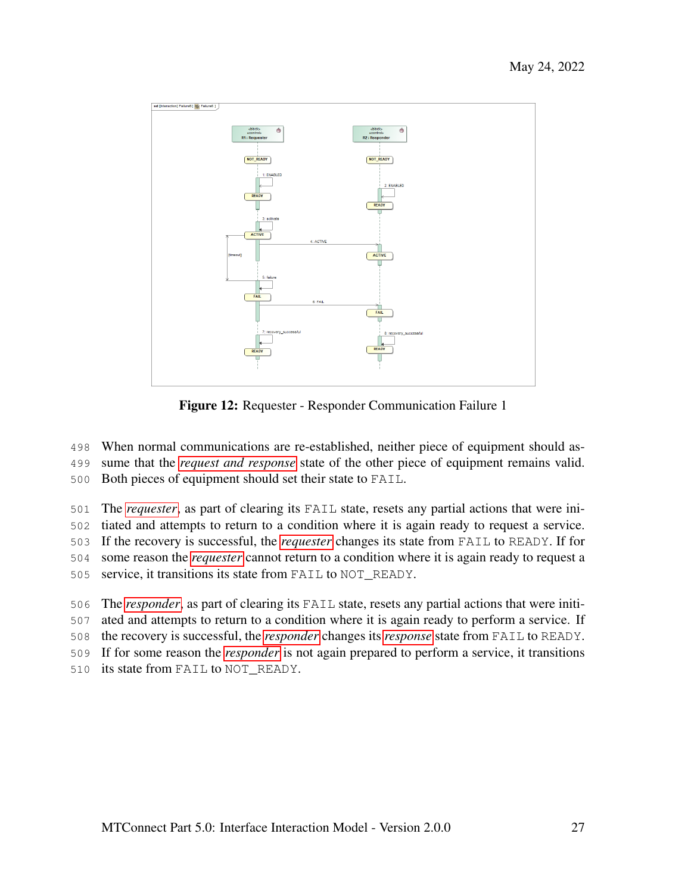**Figure 12:** Requester - Responder Communication Failure 1

When normal communications are re-established, neither piece of equipment should assume that the *request and response* state of the other piece of equipment remains valid. Both pieces of equipment should set their state to FAIL.

The *requester*, as part of clearing its FAIL state, resets any partial actions that were initiated and attempts to return to a condition where it is again ready to request a service. If the recovery is successful, the *requester* changes its state from FAIL to READY. If for some reason the *requester* cannot return to a condition where it is again ready to request a service, it transitions its state from FAIL to NOT_READY.

The *responder*, as part of clearing its FAIL state, resets any partial actions that were initiated and attempts to return to a condition where it is again ready to perform a service. If the recovery is successful, the *responder* changes its *response* state from FAIL to READY. If for some reason the *responder* is not again prepared to perform a service, it transitions its state from FAIL to NOT_READY.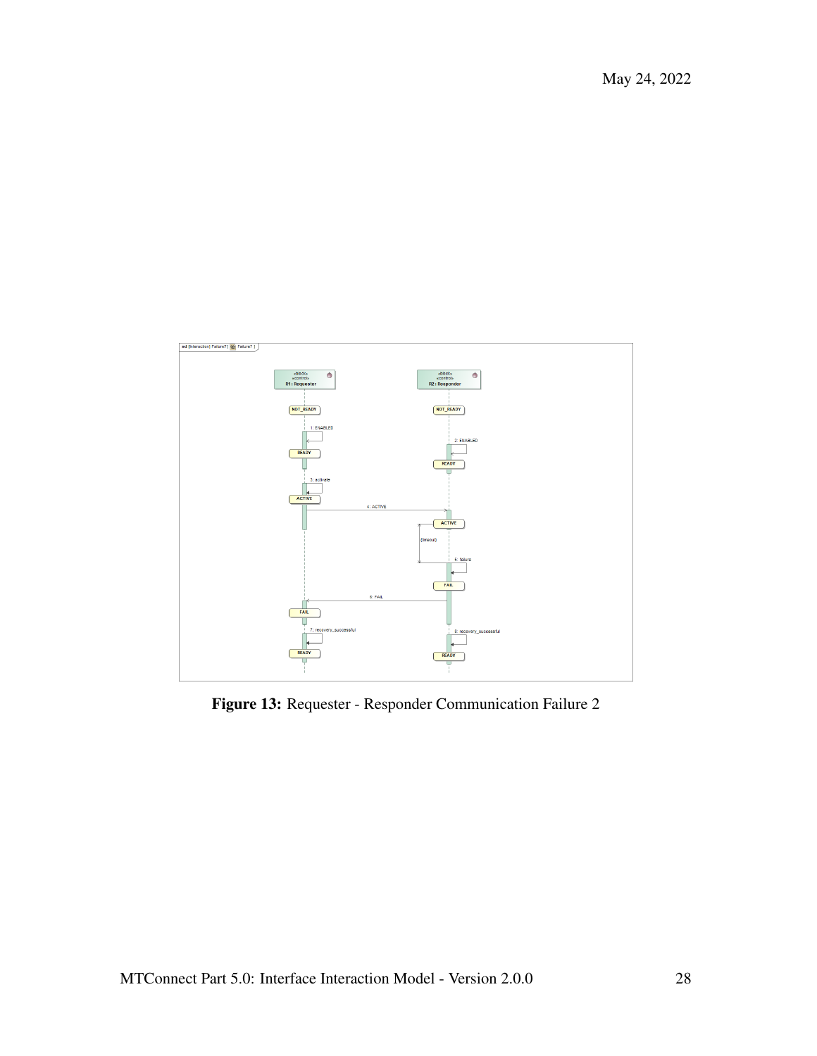Figure 13: Requester - Responder Communication Failure 2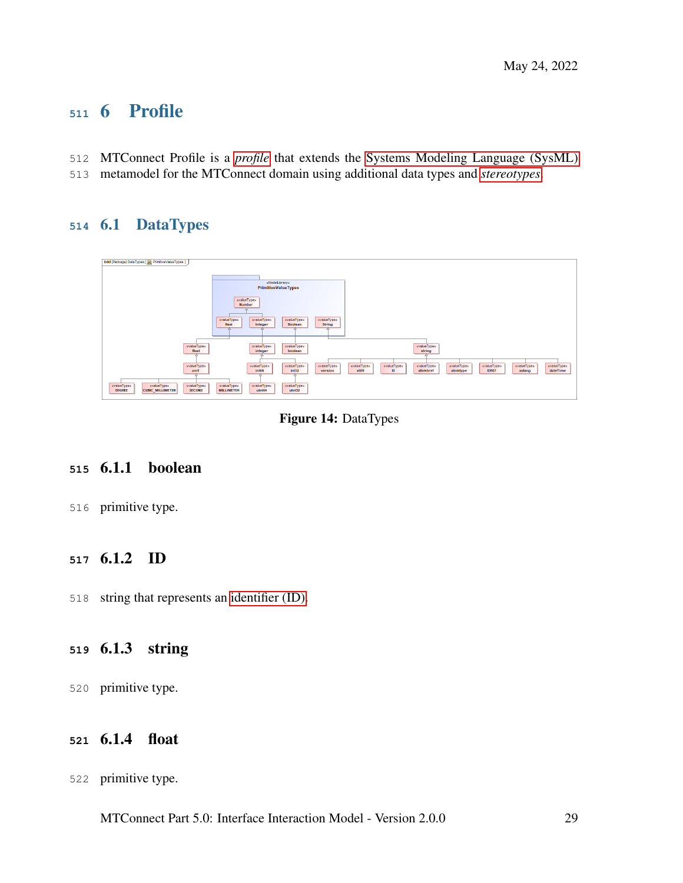# 6 Profile

MTConnect Profile is a *profile* that extends the Systems Modeling Language (SysML) metamodel for the MTConnect domain using additional data types and *stereotypes*.

## 6.1 DataTypes

**Figure 14:** DataTypes

### 6.1.1 boolean

primitive type.

### 6.1.2 ID

string that represents an identifier (ID).

### 6.1.3 string

primitive type.

### 6.1.4 float

primitive type.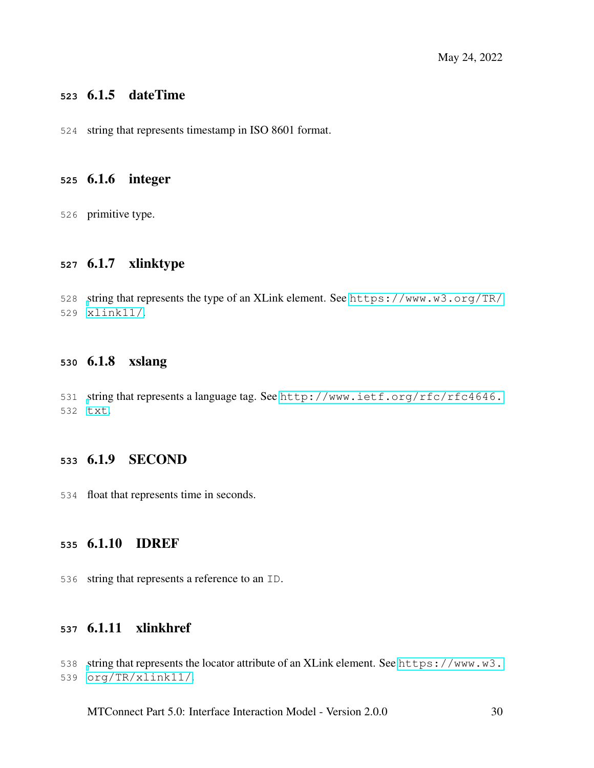### 6.1.5 dateTime

string that represents timestamp in ISO 8601 format.

### 6.1.6 integer

primitive type.

### 6.1.7 xlinktype

string that represents the type of an XLink element. See `https://www.w3.org/TR/xlink11/`.

### 6.1.8 xslang

string that represents a language tag. See `http://www.ietf.org/rfc/rfc4646.txt`.

### 6.1.9 SECOND

float that represents time in seconds.

### 6.1.10 IDREF

string that represents a reference to an `ID`.

### 6.1.11 xlinkhref

string that represents the locator attribute of an XLink element. See `https://www.w3.org/TR/xlink11/`.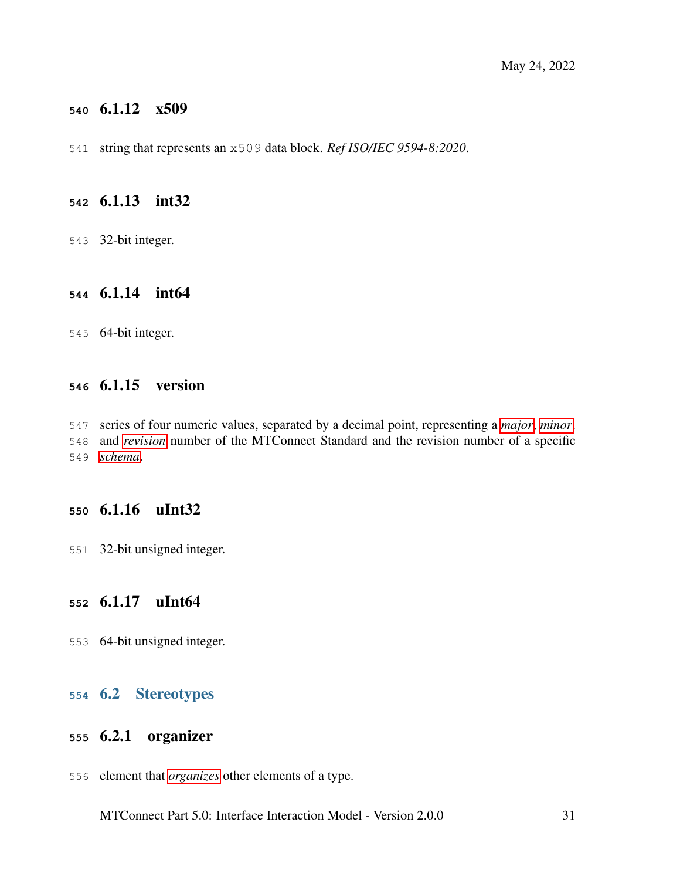#### 6.1.12 x509

string that represents an `x509` data block. *Ref ISO/IEC 9594-8:2020*.

#### 6.1.13 int32

32-bit integer.

#### 6.1.14 int64

64-bit integer.

#### 6.1.15 version

series of four numeric values, separated by a decimal point, representing a *major*, *minor*, and *revision* number of the MTConnect Standard and the revision number of a specific *schema*.

#### 6.1.16 uInt32

32-bit unsigned integer.

#### 6.1.17 uInt64

64-bit unsigned integer.

### 6.2 Stereotypes

#### 6.2.1 organizer

element that *organizes* other elements of a type.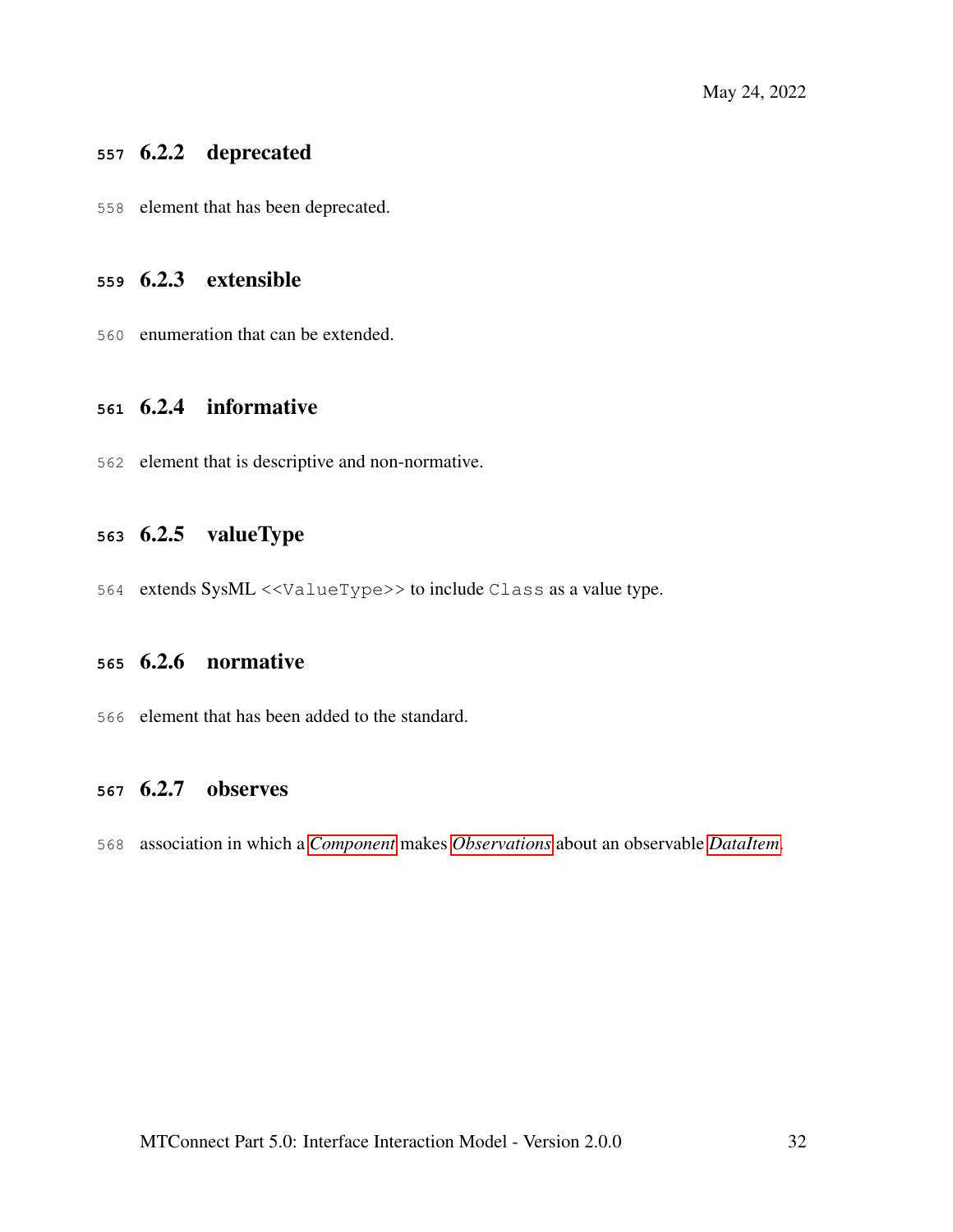### 6.2.2 deprecated

element that has been deprecated.

### 6.2.3 extensible

enumeration that can be extended.

### 6.2.4 informative

element that is descriptive and non-normative.

### 6.2.5 valueType

extends SysML `<<ValueType>>` to include `Class` as a value type.

### 6.2.6 normative

element that has been added to the standard.

### 6.2.7 observes

association in which a *Component* makes *Observations* about an observable *DataItem*.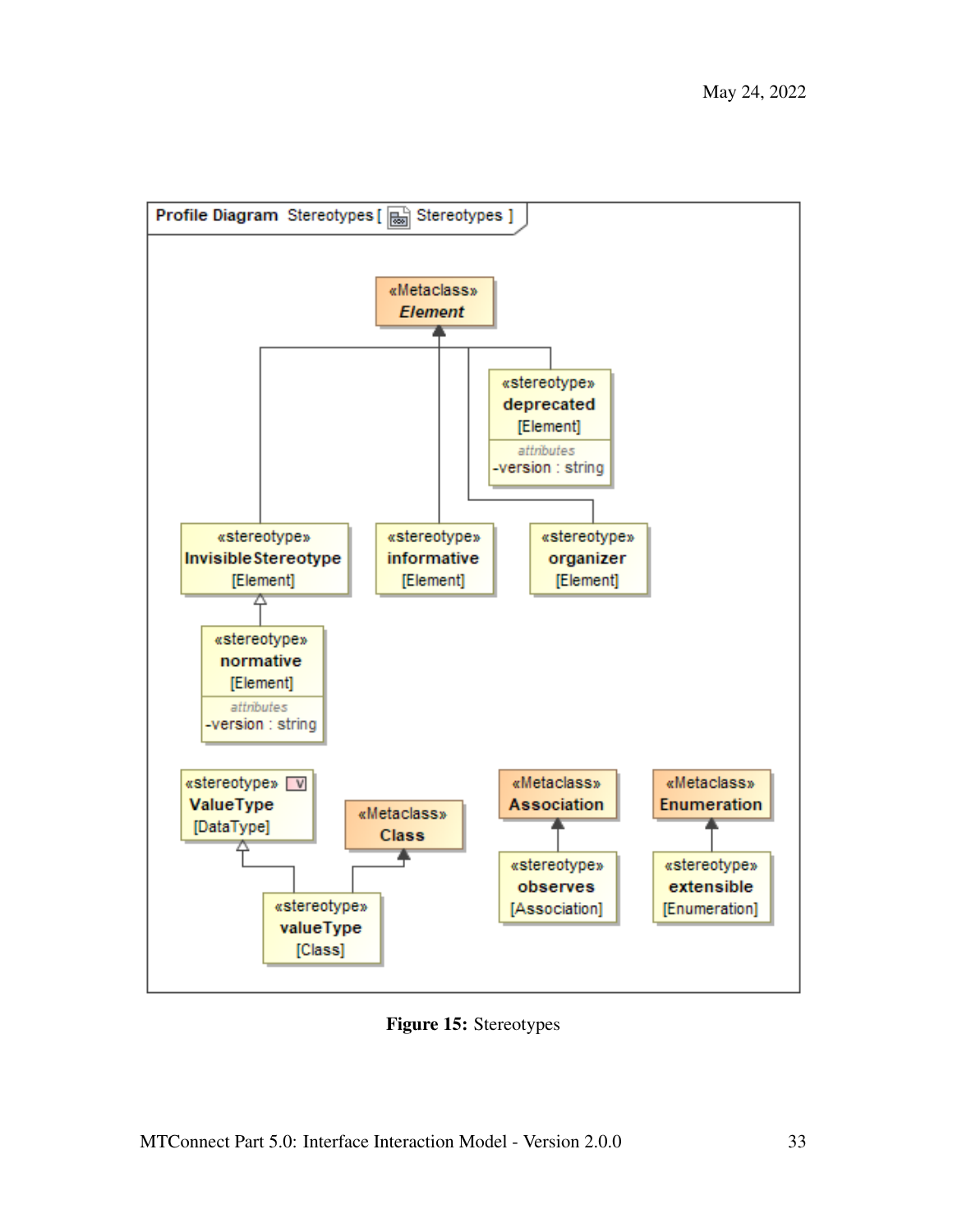Figure 15: Stereotypes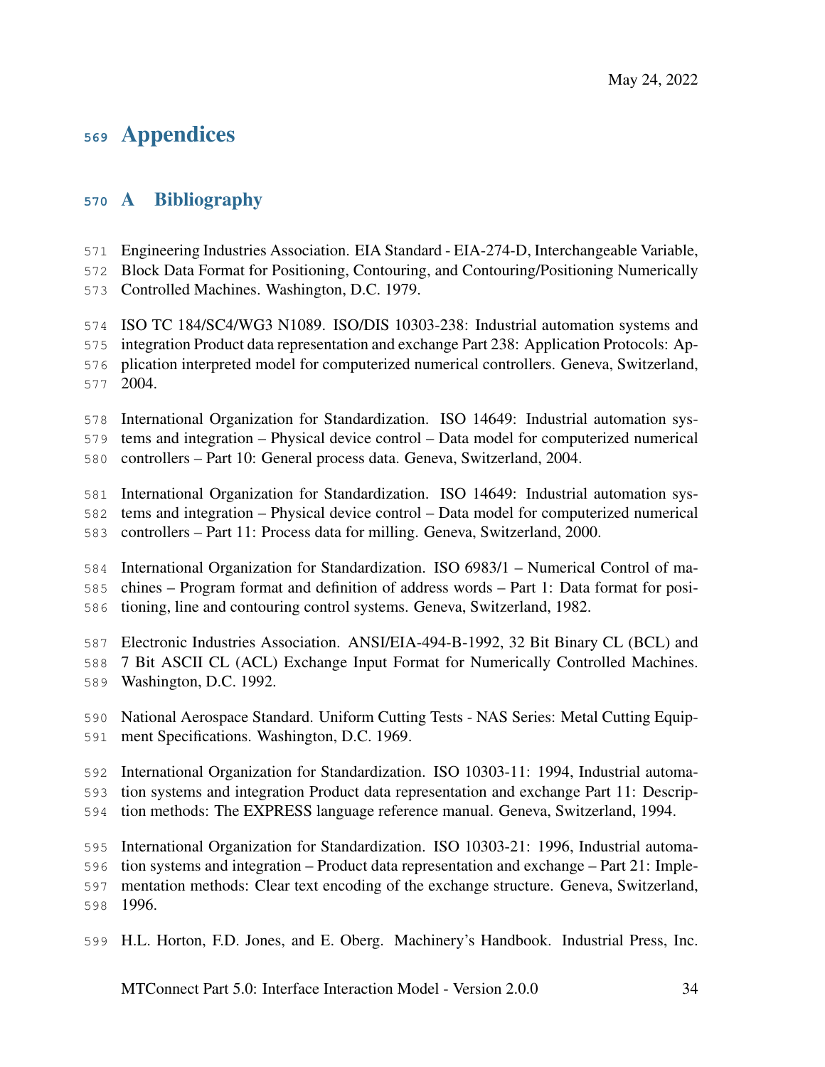# Appendices

## A Bibliography

Engineering Industries Association. EIA Standard - EIA-274-D, Interchangeable Variable, Block Data Format for Positioning, Contouring, and Contouring/Positioning Numerically Controlled Machines. Washington, D.C. 1979.

ISO TC 184/SC4/WG3 N1089. ISO/DIS 10303-238: Industrial automation systems and integration Product data representation and exchange Part 238: Application Protocols: Application interpreted model for computerized numerical controllers. Geneva, Switzerland, 2004.

International Organization for Standardization. ISO 14649: Industrial automation systems and integration – Physical device control – Data model for computerized numerical controllers – Part 10: General process data. Geneva, Switzerland, 2004.

International Organization for Standardization. ISO 14649: Industrial automation systems and integration – Physical device control – Data model for computerized numerical controllers – Part 11: Process data for milling. Geneva, Switzerland, 2000.

International Organization for Standardization. ISO 6983/1 – Numerical Control of machines – Program format and definition of address words – Part 1: Data format for positioning, line and contouring control systems. Geneva, Switzerland, 1982.

Electronic Industries Association. ANSI/EIA-494-B-1992, 32 Bit Binary CL (BCL) and 7 Bit ASCII CL (ACL) Exchange Input Format for Numerically Controlled Machines. Washington, D.C. 1992.

National Aerospace Standard. Uniform Cutting Tests - NAS Series: Metal Cutting Equipment Specifications. Washington, D.C. 1969.

International Organization for Standardization. ISO 10303-11: 1994, Industrial automation systems and integration Product data representation and exchange Part 11: Description methods: The EXPRESS language reference manual. Geneva, Switzerland, 1994.

International Organization for Standardization. ISO 10303-21: 1996, Industrial automation systems and integration – Product data representation and exchange – Part 21: Implementation methods: Clear text encoding of the exchange structure. Geneva, Switzerland, 1996.

H.L. Horton, F.D. Jones, and E. Oberg. Machinery's Handbook. Industrial Press, Inc.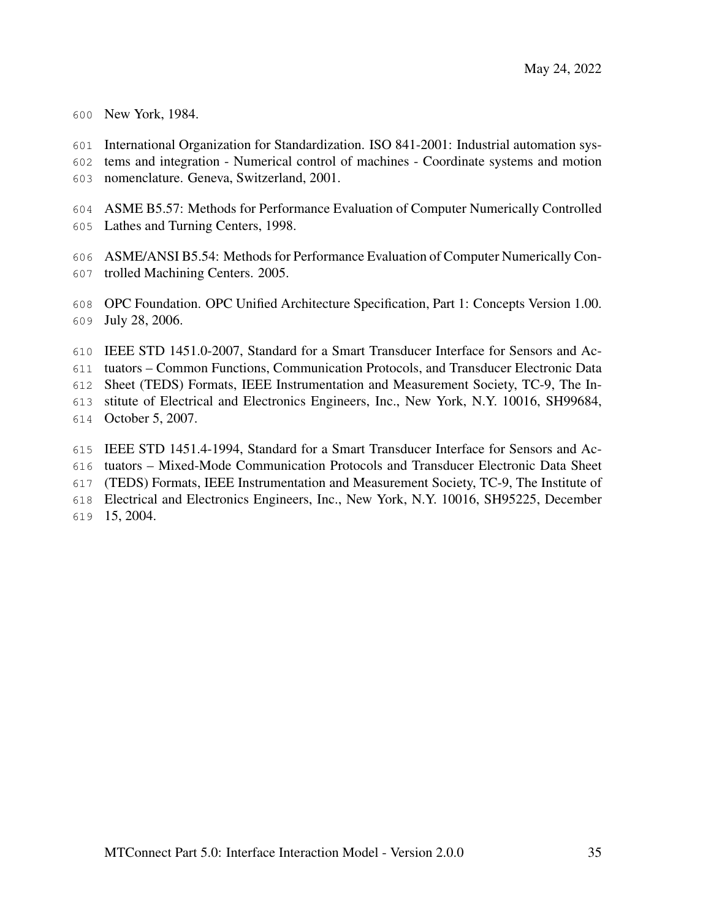New York, 1984.

International Organization for Standardization. ISO 841-2001: Industrial automation systems and integration - Numerical control of machines - Coordinate systems and motion nomenclature. Geneva, Switzerland, 2001.

ASME B5.57: Methods for Performance Evaluation of Computer Numerically Controlled Lathes and Turning Centers, 1998.

ASME/ANSI B5.54: Methods for Performance Evaluation of Computer Numerically Controlled Machining Centers. 2005.

OPC Foundation. OPC Unified Architecture Specification, Part 1: Concepts Version 1.00. July 28, 2006.

IEEE STD 1451.0-2007, Standard for a Smart Transducer Interface for Sensors and Actuators – Common Functions, Communication Protocols, and Transducer Electronic Data Sheet (TEDS) Formats, IEEE Instrumentation and Measurement Society, TC-9, The Institute of Electrical and Electronics Engineers, Inc., New York, N.Y. 10016, SH99684, October 5, 2007.

IEEE STD 1451.4-1994, Standard for a Smart Transducer Interface for Sensors and Actuators – Mixed-Mode Communication Protocols and Transducer Electronic Data Sheet (TEDS) Formats, IEEE Instrumentation and Measurement Society, TC-9, The Institute of Electrical and Electronics Engineers, Inc., New York, N.Y. 10016, SH95225, December 15, 2004.